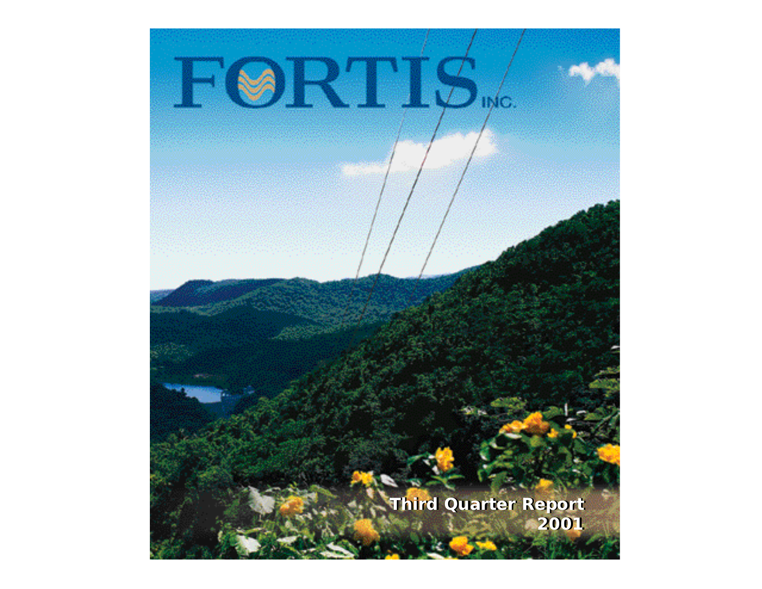# FORTIS INC.

## Third Quarter Report 2001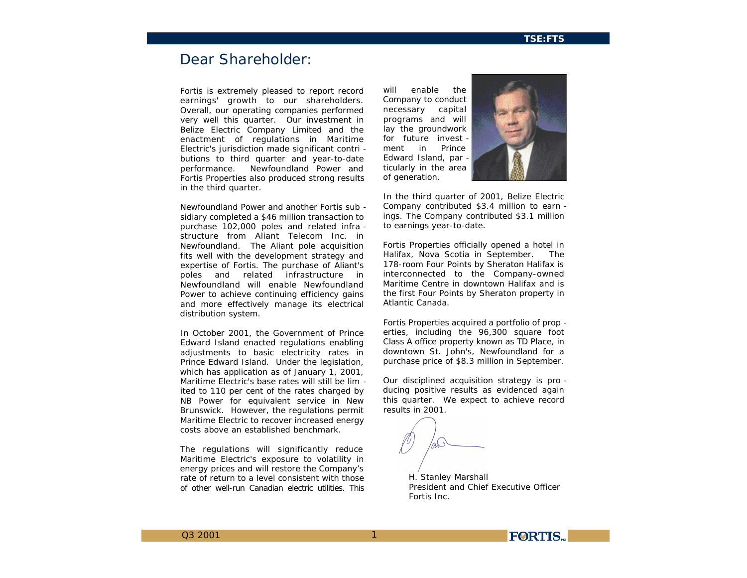# Dear Shareholder:

Fortis is extremely pleased to report record earnings' growth to our shareholders. Overall, our operating companies performed very well this quarter. Our investment in Belize Electric Company Limited and the enactment of regulations in Maritime Electric's jurisdiction made significant contributions to third quarter and year-to-date performance. Newfoundland Power and Fortis Properties also produced strong results in the third quarter.

Newfoundland Power and another Fortis subsidiary completed a $46 million transaction to purchase 102,000 poles and related infrastructure from Aliant Telecom Inc. in Newfoundland. The Aliant pole acquisition fits well with the development strategy and expertise of Fortis. The purchase of Aliant's poles and related infrastructure in Newfoundland will enable Newfoundland Power to achieve continuing efficiency gains and more effectively manage its electrical distribution system.

In October 2001, the Government of Prince Edward Island enacted regulations enabling adjustments to basic electricity rates in Prince Edward Island. Under the legislation, which has application as of January 1, 2001, Maritime Electric's base rates will still be limited to 110 per cent of the rates charged by NB Power for equivalent service in New Brunswick. However, the regulations permit Maritime Electric to recover increased energy costs above an established benchmark.

The regulations will significantly reduce Maritime Electric's exposure to volatility in energy prices and will restore the Company's rate of return to a level consistent with those of other well-run Canadian electric utilities. This will enable the Company to conduct necessary capital programs and will lay the groundwork for future investment in Prince Edward Island, particularly in the area of generation.

In the third quarter of 2001, Belize Electric Company contributed $3.4 million to earnings. The Company contributed $3.1 million to earnings year-to-date.

Fortis Properties officially opened a hotel in Halifax, Nova Scotia in September. The 178-room Four Points by Sheraton Halifax is interconnected to the Company-owned Maritime Centre in downtown Halifax and is the first Four Points by Sheraton property in Atlantic Canada.

Fortis Properties acquired a portfolio of properties, including the 96,300 square foot Class A office property known as TD Place, in downtown St. John's, Newfoundland for a purchase price of $8.3 million in September.

Our disciplined acquisition strategy is producing positive results as evidenced again this quarter. We expect to achieve record results in 2001.

H. Stanley Marshall
President and Chief Executive Officer
Fortis Inc.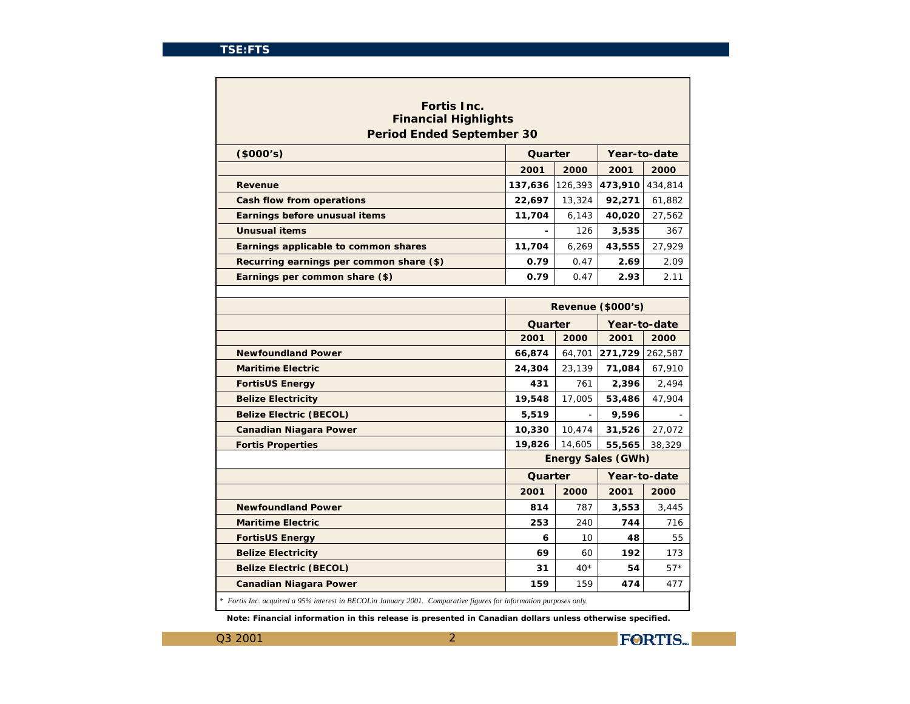**Fortis Inc.**
**Financial Highlights**
**Period Ended September 30**

| ($000's) | Quarter | | Year-to-date | |
|---|---|---|---|---|
| | 2001 | 2000 | 2001 | 2000 |
| **Revenue** | **137,636** | 126,393 | **473,910** | 434,814 |
| **Cash flow from operations** | **22,697** | 13,324 | **92,271** | 61,882 |
| **Earnings before unusual items** | **11,704** | 6,143 | **40,020** | 27,562 |
| **Unusual items** | **-** | 126 | **3,535** | 367 |
| **Earnings applicable to common shares** | **11,704** | 6,269 | **43,555** | 27,929 |
| **Recurring earnings per common share ($)** | **0.79** | 0.47 | **2.69** | 2.09 |
| **Earnings per common share ($)** | **0.79** | 0.47 | **2.93** | 2.11 |

| | Revenue ($000's) | | | |
|---|---|---|---|---|
| | Quarter | | Year-to-date | |
| | 2001 | 2000 | 2001 | 2000 |
| **Newfoundland Power** | **66,874** | 64,701 | **271,729** | 262,587 |
| **Maritime Electric** | **24,304** | 23,139 | **71,084** | 67,910 |
| **FortisUS Energy** | **431** | 761 | **2,396** | 2,494 |
| **Belize Electricity** | **19,548** | 17,005 | **53,486** | 47,904 |
| **Belize Electric (BECOL)** | **5,519** | - | **9,596** | - |
| **Canadian Niagara Power** | **10,330** | 10,474 | **31,526** | 27,072 |
| **Fortis Properties** | **19,826** | 14,605 | **55,565** | 38,329 |

| | Energy Sales (GWh) | | | |
|---|---|---|---|---|
| | Quarter | | Year-to-date | |
| | 2001 | 2000 | 2001 | 2000 |
| **Newfoundland Power** | **814** | 787 | **3,553** | 3,445 |
| **Maritime Electric** | **253** | 240 | **744** | 716 |
| **FortisUS Energy** | **6** | 10 | **48** | 55 |
| **Belize Electricity** | **69** | 60 | **192** | 173 |
| **Belize Electric (BECOL)** | **31** | 40* | **54** | 57* |
| **Canadian Niagara Power** | **159** | 159 | **474** | 477 |

*\* Fortis Inc. acquired a 95% interest in BECOLin January 2001. Comparative figures for information purposes only.*

**Note: Financial information in this release is presented in Canadian dollars unless otherwise specified.**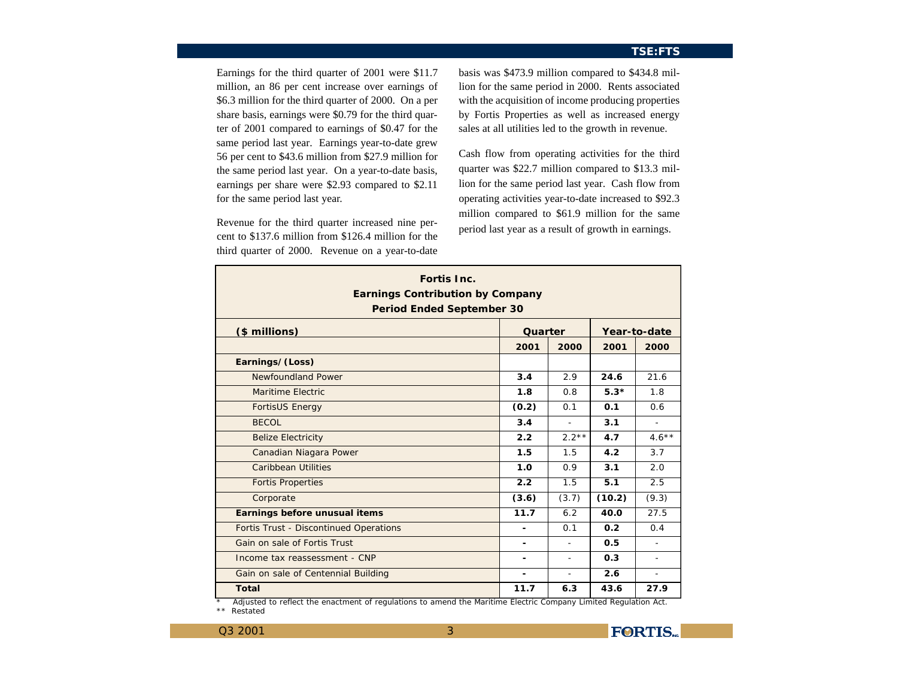Earnings for the third quarter of 2001 were $11.7 million, an 86 per cent increase over earnings of $6.3 million for the third quarter of 2000. On a per share basis, earnings were $0.79 for the third quarter of 2001 compared to earnings of $0.47 for the same period last year. Earnings year-to-date grew 56 per cent to $43.6 million from $27.9 million for the same period last year. On a year-to-date basis, earnings per share were $2.93 compared to $2.11 for the same period last year.

Revenue for the third quarter increased nine per cent to $137.6 million from $126.4 million for the third quarter of 2000. Revenue on a year-to-date basis was $473.9 million compared to $434.8 million for the same period in 2000. Rents associated with the acquisition of income producing properties by Fortis Properties as well as increased energy sales at all utilities led to the growth in revenue.

Cash flow from operating activities for the third quarter was $22.7 million compared to $13.3 million for the same period last year. Cash flow from operating activities year-to-date increased to $92.3 million compared to $61.9 million for the same period last year as a result of growth in earnings.

**Fortis Inc.**
**Earnings Contribution by Company**
**Period Ended September 30**

| ($ millions) | Quarter | | Year-to-date | |
|---|---|---|---|---|
| | **2001** | **2000** | **2001** | **2000** |
| **Earnings/(Loss)** | | | | |
| Newfoundland Power | **3.4** | 2.9 | **24.6** | 21.6 |
| Maritime Electric | **1.8** | 0.8 | **5.3*** | 1.8 |
| FortisUS Energy | **(0.2)** | 0.1 | **0.1** | 0.6 |
| BECOL | **3.4** | - | **3.1** | - |
| Belize Electricity | **2.2** | 2.2** | **4.7** | 4.6** |
| Canadian Niagara Power | **1.5** | 1.5 | **4.2** | 3.7 |
| Caribbean Utilities | **1.0** | 0.9 | **3.1** | 2.0 |
| Fortis Properties | **2.2** | 1.5 | **5.1** | 2.5 |
| Corporate | **(3.6)** | (3.7) | **(10.2)** | (9.3) |
| **Earnings before unusual items** | **11.7** | 6.2 | **40.0** | 27.5 |
| Fortis Trust - Discontinued Operations | **-** | 0.1 | **0.2** | 0.4 |
| Gain on sale of Fortis Trust | **-** | - | **0.5** | - |
| Income tax reassessment - CNP | **-** | - | **0.3** | - |
| Gain on sale of Centennial Building | **-** | - | **2.6** | - |
| **Total** | **11.7** | **6.3** | **43.6** | **27.9** |

\* Adjusted to reflect the enactment of regulations to amend the Maritime Electric Company Limited Regulation Act.
** Restated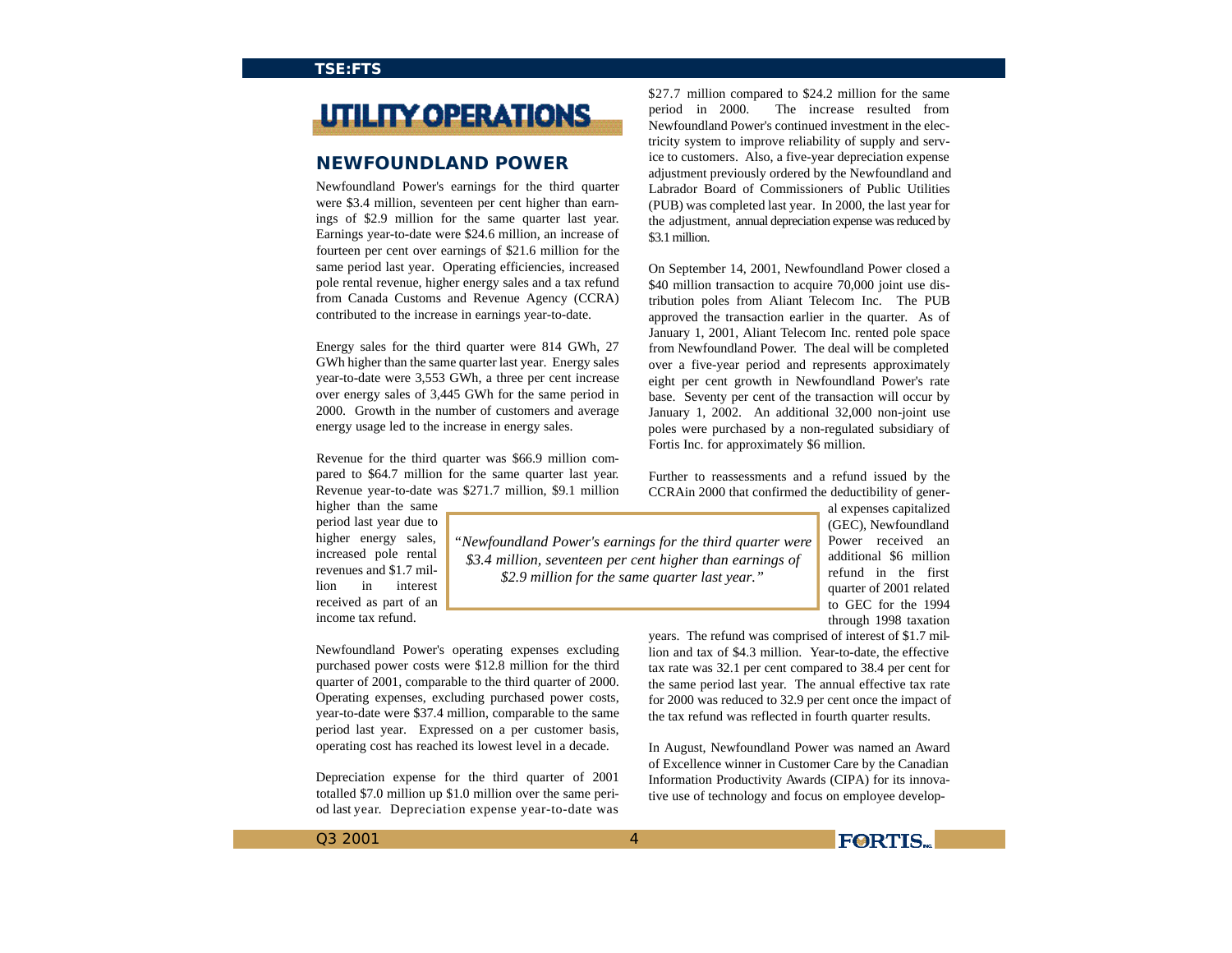# UTILITY OPERATIONS

## NEWFOUNDLAND POWER

Newfoundland Power's earnings for the third quarter were $3.4 million, seventeen per cent higher than earnings of $2.9 million for the same quarter last year. Earnings year-to-date were $24.6 million, an increase of fourteen per cent over earnings of $21.6 million for the same period last year. Operating efficiencies, increased pole rental revenue, higher energy sales and a tax refund from Canada Customs and Revenue Agency (CCRA) contributed to the increase in earnings year-to-date.

Energy sales for the third quarter were 814 GWh, 27 GWh higher than the same quarter last year. Energy sales year-to-date were 3,553 GWh, a three per cent increase over energy sales of 3,445 GWh for the same period in 2000. Growth in the number of customers and average energy usage led to the increase in energy sales.

Revenue for the third quarter was $66.9 million compared to $64.7 million for the same quarter last year. Revenue year-to-date was $271.7 million, $9.1 million higher than the same period last year due to higher energy sales, increased pole rental revenues and $1.7 million in interest received as part of an income tax refund.

*"Newfoundland Power's earnings for the third quarter were $3.4 million, seventeen per cent higher than earnings of $2.9 million for the same quarter last year."*

Newfoundland Power's operating expenses excluding purchased power costs were $12.8 million for the third quarter of 2001, comparable to the third quarter of 2000. Operating expenses, excluding purchased power costs, year-to-date were $37.4 million, comparable to the same period last year. Expressed on a per customer basis, operating cost has reached its lowest level in a decade.

Depreciation expense for the third quarter of 2001 totalled $7.0 million up $1.0 million over the same period last year. Depreciation expense year-to-date was $27.7 million compared to $24.2 million for the same period in 2000. The increase resulted from Newfoundland Power's continued investment in the electricity system to improve reliability of supply and service to customers. Also, a five-year depreciation expense adjustment previously ordered by the Newfoundland and Labrador Board of Commissioners of Public Utilities (PUB) was completed last year. In 2000, the last year for the adjustment, annual depreciation expense was reduced by $3.1 million.

On September 14, 2001, Newfoundland Power closed a $40 million transaction to acquire 70,000 joint use distribution poles from Aliant Telecom Inc. The PUB approved the transaction earlier in the quarter. As of January 1, 2001, Aliant Telecom Inc. rented pole space from Newfoundland Power. The deal will be completed over a five-year period and represents approximately eight per cent growth in Newfoundland Power's rate base. Seventy per cent of the transaction will occur by January 1, 2002. An additional 32,000 non-joint use poles were purchased by a non-regulated subsidiary of Fortis Inc. for approximately $6 million.

Further to reassessments and a refund issued by the CCRAin 2000 that confirmed the deductibility of general expenses capitalized (GEC), Newfoundland Power received an additional $6 million refund in the first quarter of 2001 related to GEC for the 1994 through 1998 taxation years. The refund was comprised of interest of $1.7 million and tax of $4.3 million. Year-to-date, the effective tax rate was 32.1 per cent compared to 38.4 per cent for the same period last year. The annual effective tax rate for 2000 was reduced to 32.9 per cent once the impact of the tax refund was reflected in fourth quarter results.

In August, Newfoundland Power was named an Award of Excellence winner in Customer Care by the Canadian Information Productivity Awards (CIPA) for its innovative use of technology and focus on employee develop-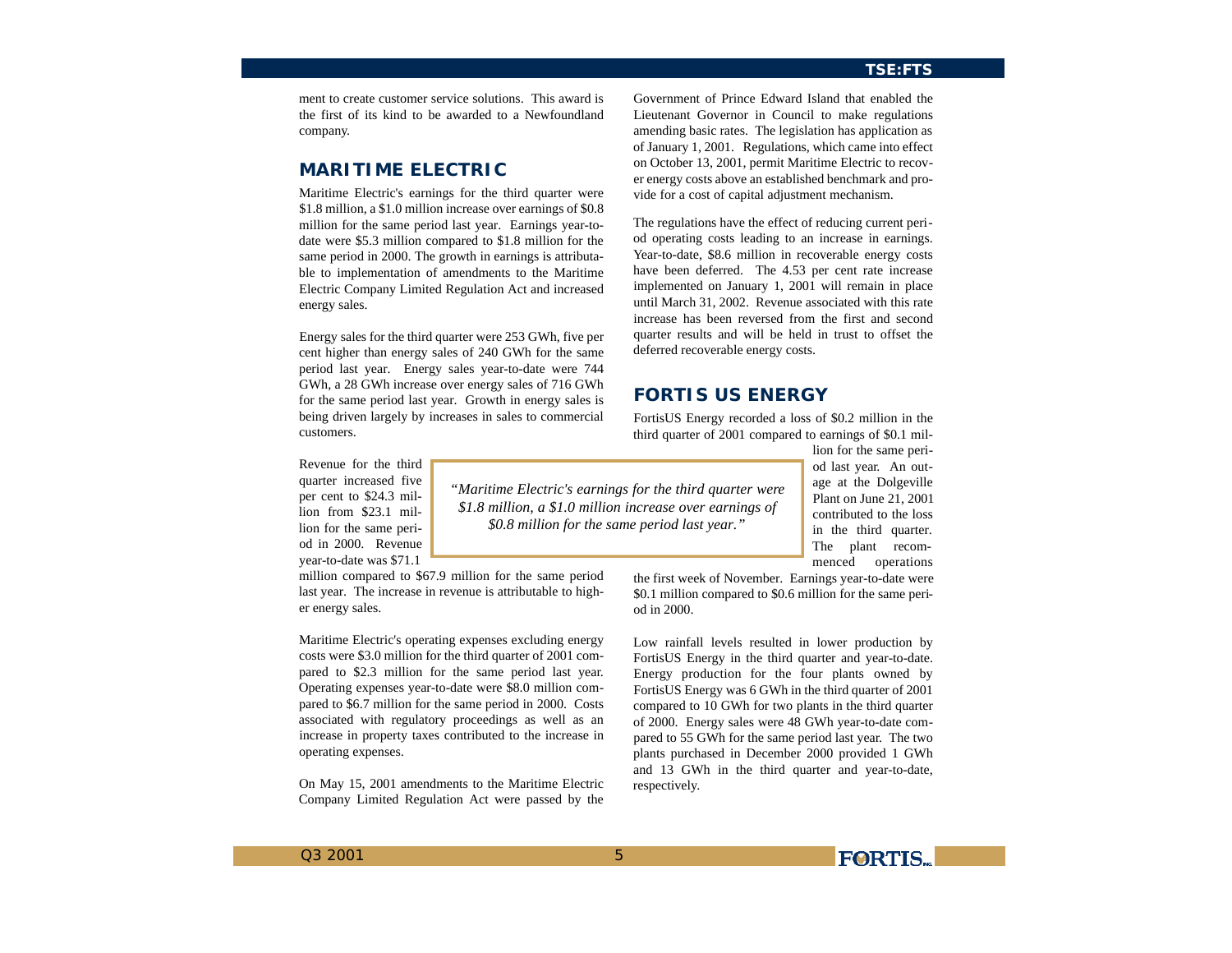ment to create customer service solutions. This award is the first of its kind to be awarded to a Newfoundland company.

## MARITIME ELECTRIC

Maritime Electric's earnings for the third quarter were $1.8 million, a $1.0 million increase over earnings of $0.8 million for the same period last year. Earnings year-to-date were $5.3 million compared to $1.8 million for the same period in 2000. The growth in earnings is attributable to implementation of amendments to the Maritime Electric Company Limited Regulation Act and increased energy sales.

Energy sales for the third quarter were 253 GWh, five per cent higher than energy sales of 240 GWh for the same period last year. Energy sales year-to-date were 744 GWh, a 28 GWh increase over energy sales of 716 GWh for the same period last year. Growth in energy sales is being driven largely by increases in sales to commercial customers.

Revenue for the third quarter increased five per cent to $24.3 million from $23.1 million for the same period in 2000. Revenue year-to-date was $71.1 million compared to $67.9 million for the same period last year. The increase in revenue is attributable to higher energy sales.

> *"Maritime Electric's earnings for the third quarter were $1.8 million, a $1.0 million increase over earnings of $0.8 million for the same period last year."*

Maritime Electric's operating expenses excluding energy costs were $3.0 million for the third quarter of 2001 compared to $2.3 million for the same period last year. Operating expenses year-to-date were $8.0 million compared to $6.7 million for the same period in 2000. Costs associated with regulatory proceedings as well as an increase in property taxes contributed to the increase in operating expenses.

On May 15, 2001 amendments to the Maritime Electric Company Limited Regulation Act were passed by the Government of Prince Edward Island that enabled the Lieutenant Governor in Council to make regulations amending basic rates. The legislation has application as of January 1, 2001. Regulations, which came into effect on October 13, 2001, permit Maritime Electric to recover energy costs above an established benchmark and provide for a cost of capital adjustment mechanism.

The regulations have the effect of reducing current period operating costs leading to an increase in earnings. Year-to-date, $8.6 million in recoverable energy costs have been deferred. The 4.53 per cent rate increase implemented on January 1, 2001 will remain in place until March 31, 2002. Revenue associated with this rate increase has been reversed from the first and second quarter results and will be held in trust to offset the deferred recoverable energy costs.

## FORTIS US ENERGY

FortisUS Energy recorded a loss of $0.2 million in the third quarter of 2001 compared to earnings of $0.1 million for the same period last year. An outage at the Dolgeville Plant on June 21, 2001 contributed to the loss in the third quarter. The plant recommenced operations the first week of November. Earnings year-to-date were $0.1 million compared to $0.6 million for the same period in 2000.

Low rainfall levels resulted in lower production by FortisUS Energy in the third quarter and year-to-date. Energy production for the four plants owned by FortisUS Energy was 6 GWh in the third quarter of 2001 compared to 10 GWh for two plants in the third quarter of 2000. Energy sales were 48 GWh year-to-date compared to 55 GWh for the same period last year. The two plants purchased in December 2000 provided 1 GWh and 13 GWh in the third quarter and year-to-date, respectively.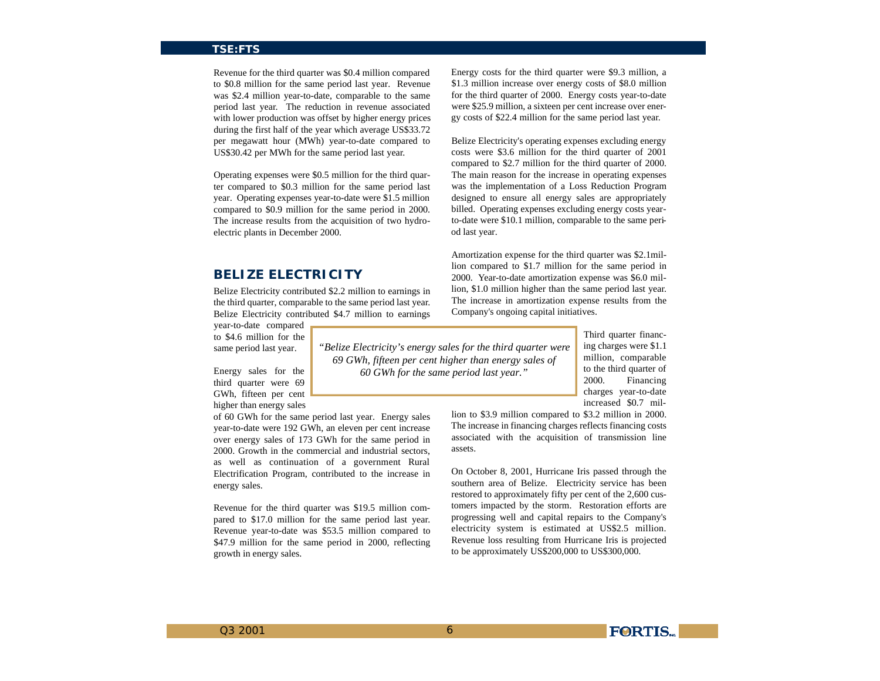Revenue for the third quarter was $0.4 million compared to $0.8 million for the same period last year. Revenue was $2.4 million year-to-date, comparable to the same period last year. The reduction in revenue associated with lower production was offset by higher energy prices during the first half of the year which average US$33.72 per megawatt hour (MWh) year-to-date compared to US$30.42 per MWh for the same period last year.

Operating expenses were $0.5 million for the third quarter compared to $0.3 million for the same period last year. Operating expenses year-to-date were $1.5 million compared to $0.9 million for the same period in 2000. The increase results from the acquisition of two hydro-electric plants in December 2000.

## BELIZE ELECTRICITY

Belize Electricity contributed $2.2 million to earnings in the third quarter, comparable to the same period last year. Belize Electricity contributed $4.7 million to earnings year-to-date compared to $4.6 million for the same period last year.

> *"Belize Electricity's energy sales for the third quarter were 69 GWh, fifteen per cent higher than energy sales of 60 GWh for the same period last year."*

Energy sales for the third quarter were 69 GWh, fifteen per cent higher than energy sales of 60 GWh for the same period last year. Energy sales year-to-date were 192 GWh, an eleven per cent increase over energy sales of 173 GWh for the same period in 2000. Growth in the commercial and industrial sectors, as well as continuation of a government Rural Electrification Program, contributed to the increase in energy sales.

Revenue for the third quarter was $19.5 million compared to $17.0 million for the same period last year. Revenue year-to-date was $53.5 million compared to $47.9 million for the same period in 2000, reflecting growth in energy sales.

Energy costs for the third quarter were $9.3 million, a $1.3 million increase over energy costs of $8.0 million for the third quarter of 2000. Energy costs year-to-date were $25.9 million, a sixteen per cent increase over energy costs of $22.4 million for the same period last year.

Belize Electricity's operating expenses excluding energy costs were $3.6 million for the third quarter of 2001 compared to $2.7 million for the third quarter of 2000. The main reason for the increase in operating expenses was the implementation of a Loss Reduction Program designed to ensure all energy sales are appropriately billed. Operating expenses excluding energy costs year-to-date were $10.1 million, comparable to the same period last year.

Amortization expense for the third quarter was $2.1 million compared to $1.7 million for the same period in 2000. Year-to-date amortization expense was $6.0 million, $1.0 million higher than the same period last year. The increase in amortization expense results from the Company's ongoing capital initiatives.

Third quarter financing charges were $1.1 million, comparable to the third quarter of 2000. Financing charges year-to-date increased $0.7 million to $3.9 million compared to $3.2 million in 2000. The increase in financing charges reflects financing costs associated with the acquisition of transmission line assets.

On October 8, 2001, Hurricane Iris passed through the southern area of Belize. Electricity service has been restored to approximately fifty per cent of the 2,600 customers impacted by the storm. Restoration efforts are progressing well and capital repairs to the Company's electricity system is estimated at US$2.5 million. Revenue loss resulting from Hurricane Iris is projected to be approximately US$200,000 to US$300,000.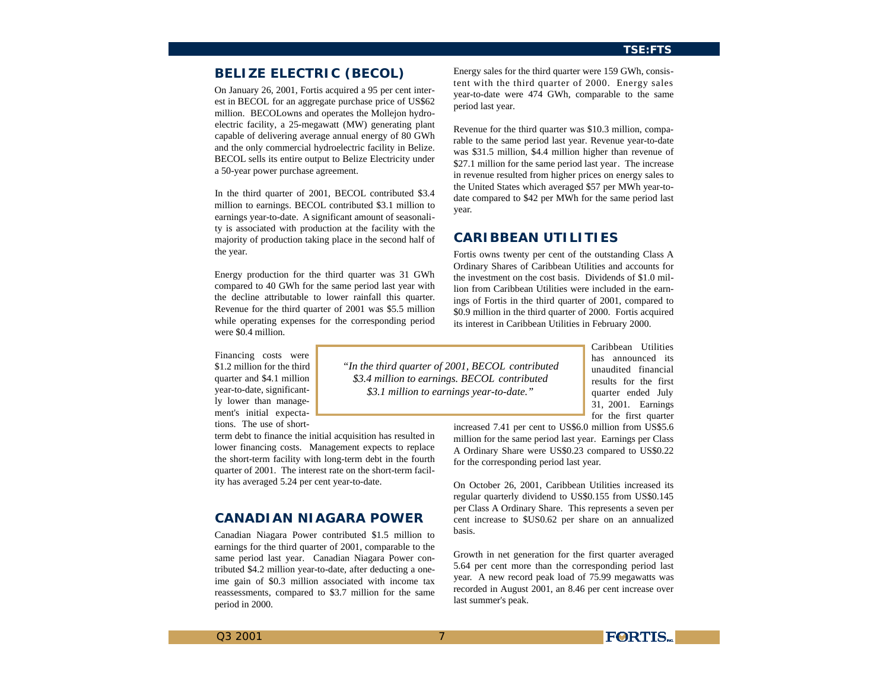## BELIZE ELECTRIC (BECOL)

On January 26, 2001, Fortis acquired a 95 per cent interest in BECOL for an aggregate purchase price of US$62 million. BECOLowns and operates the Mollejon hydroelectric facility, a 25-megawatt (MW) generating plant capable of delivering average annual energy of 80 GWh and the only commercial hydroelectric facility in Belize. BECOL sells its entire output to Belize Electricity under a 50-year power purchase agreement.

In the third quarter of 2001, BECOL contributed $3.4 million to earnings. BECOL contributed $3.1 million to earnings year-to-date. A significant amount of seasonality is associated with production at the facility with the majority of production taking place in the second half of the year.

Energy production for the third quarter was 31 GWh compared to 40 GWh for the same period last year with the decline attributable to lower rainfall this quarter. Revenue for the third quarter of 2001 was $5.5 million while operating expenses for the corresponding period were $0.4 million.

Financing costs were $1.2 million for the third quarter and $4.1 million year-to-date, significantly lower than management's initial expectations. The use of short-term debt to finance the initial acquisition has resulted in lower financing costs. Management expects to replace the short-term facility with long-term debt in the fourth quarter of 2001. The interest rate on the short-term facility has averaged 5.24 per cent year-to-date.

*"In the third quarter of 2001, BECOL contributed $3.4 million to earnings. BECOL contributed $3.1 million to earnings year-to-date."*

## CANADIAN NIAGARA POWER

Canadian Niagara Power contributed $1.5 million to earnings for the third quarter of 2001, comparable to the same period last year. Canadian Niagara Power contributed $4.2 million year-to-date, after deducting a oneime gain of $0.3 million associated with income tax reassessments, compared to $3.7 million for the same period in 2000.

Energy sales for the third quarter were 159 GWh, consistent with the third quarter of 2000. Energy sales year-to-date were 474 GWh, comparable to the same period last year.

Revenue for the third quarter was $10.3 million, comparable to the same period last year. Revenue year-to-date was $31.5 million, $4.4 million higher than revenue of $27.1 million for the same period last year. The increase in revenue resulted from higher prices on energy sales to the United States which averaged $57 per MWh year-to-date compared to $42 per MWh for the same period last year.

## CARIBBEAN UTILITIES

Fortis owns twenty per cent of the outstanding Class A Ordinary Shares of Caribbean Utilities and accounts for the investment on the cost basis. Dividends of $1.0 million from Caribbean Utilities were included in the earnings of Fortis in the third quarter of 2001, compared to $0.9 million in the third quarter of 2000. Fortis acquired its interest in Caribbean Utilities in February 2000.

Caribbean Utilities has announced its unaudited financial results for the first quarter ended July 31, 2001. Earnings for the first quarter increased 7.41 per cent to US$6.0 million from US$5.6 million for the same period last year. Earnings per Class A Ordinary Share were US$0.23 compared to US$0.22 for the corresponding period last year.

On October 26, 2001, Caribbean Utilities increased its regular quarterly dividend to US$0.155 from US$0.145 per Class A Ordinary Share. This represents a seven per cent increase to $US0.62 per share on an annualized basis.

Growth in net generation for the first quarter averaged 5.64 per cent more than the corresponding period last year. A new record peak load of 75.99 megawatts was recorded in August 2001, an 8.46 per cent increase over last summer's peak.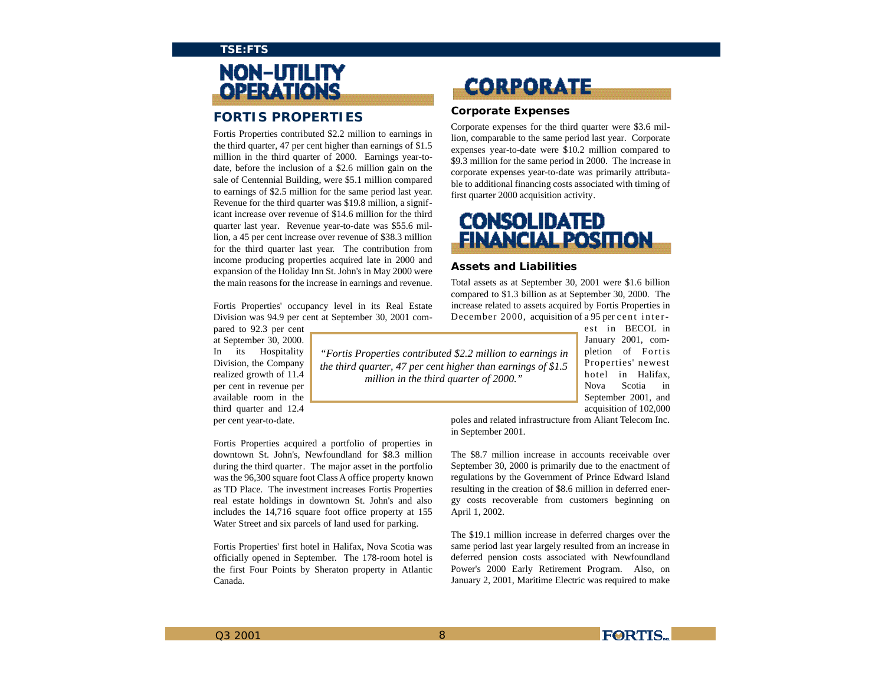# NON-UTILITY OPERATIONS

## FORTIS PROPERTIES

Fortis Properties contributed $2.2 million to earnings in the third quarter, 47 per cent higher than earnings of $1.5 million in the third quarter of 2000. Earnings year-to-date, before the inclusion of a $2.6 million gain on the sale of Centennial Building, were $5.1 million compared to earnings of $2.5 million for the same period last year. Revenue for the third quarter was $19.8 million, a significant increase over revenue of $14.6 million for the third quarter last year. Revenue year-to-date was $55.6 million, a 45 per cent increase over revenue of $38.3 million for the third quarter last year. The contribution from income producing properties acquired late in 2000 and expansion of the Holiday Inn St. John's in May 2000 were the main reasons for the increase in earnings and revenue.

Fortis Properties' occupancy level in its Real Estate Division was 94.9 per cent at September 30, 2001 compared to 92.3 per cent at September 30, 2000. In its Hospitality Division, the Company realized growth of 11.4 per cent in revenue per available room in the third quarter and 12.4 per cent year-to-date.

> *"Fortis Properties contributed $2.2 million to earnings in the third quarter, 47 per cent higher than earnings of $1.5 million in the third quarter of 2000."*

Fortis Properties acquired a portfolio of properties in downtown St. John's, Newfoundland for $8.3 million during the third quarter. The major asset in the portfolio was the 96,300 square foot Class A office property known as TD Place. The investment increases Fortis Properties real estate holdings in downtown St. John's and also includes the 14,716 square foot office property at 155 Water Street and six parcels of land used for parking.

Fortis Properties' first hotel in Halifax, Nova Scotia was officially opened in September. The 178-room hotel is the first Four Points by Sheraton property in Atlantic Canada.

# CORPORATE

### Corporate Expenses

Corporate expenses for the third quarter were $3.6 million, comparable to the same period last year. Corporate expenses year-to-date were $10.2 million compared to $9.3 million for the same period in 2000. The increase in corporate expenses year-to-date was primarily attributable to additional financing costs associated with timing of first quarter 2000 acquisition activity.

# CONSOLIDATED FINANCIAL POSITION

### Assets and Liabilities

Total assets as at September 30, 2001 were $1.6 billion compared to $1.3 billion as at September 30, 2000. The increase related to assets acquired by Fortis Properties in December 2000, acquisition of a 95 per cent interest in BECOL in January 2001, completion of Fortis Properties' newest hotel in Halifax, Nova Scotia in September 2001, and acquisition of 102,000 poles and related infrastructure from Aliant Telecom Inc. in September 2001.

The $8.7 million increase in accounts receivable over September 30, 2000 is primarily due to the enactment of regulations by the Government of Prince Edward Island resulting in the creation of $8.6 million in deferred energy costs recoverable from customers beginning on April 1, 2002.

The $19.1 million increase in deferred charges over the same period last year largely resulted from an increase in deferred pension costs associated with Newfoundland Power's 2000 Early Retirement Program. Also, on January 2, 2001, Maritime Electric was required to make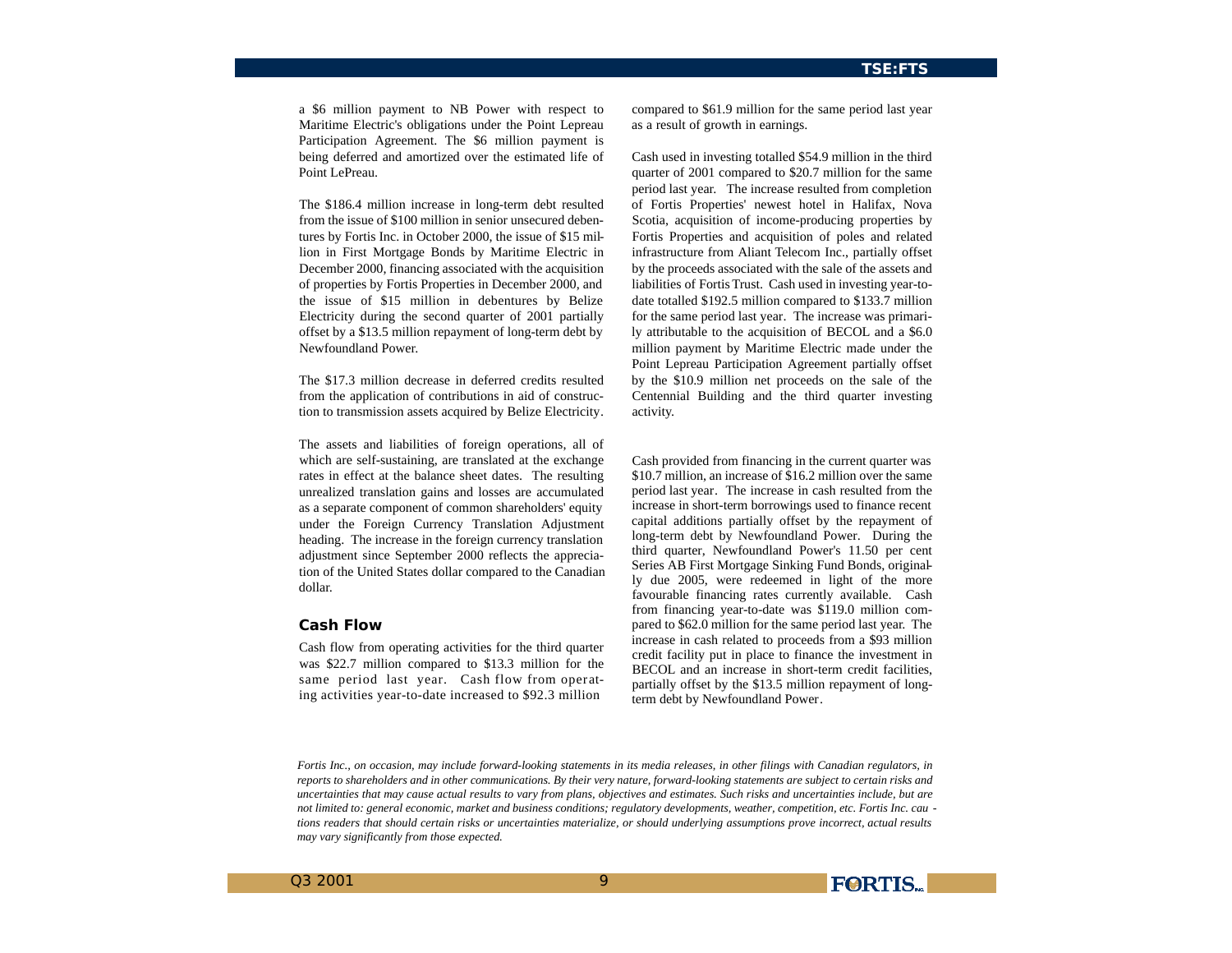a $6 million payment to NB Power with respect to Maritime Electric's obligations under the Point Lepreau Participation Agreement. The $6 million payment is being deferred and amortized over the estimated life of Point LePreau.

The $186.4 million increase in long-term debt resulted from the issue of $100 million in senior unsecured debentures by Fortis Inc. in October 2000, the issue of $15 million in First Mortgage Bonds by Maritime Electric in December 2000, financing associated with the acquisition of properties by Fortis Properties in December 2000, and the issue of $15 million in debentures by Belize Electricity during the second quarter of 2001 partially offset by a $13.5 million repayment of long-term debt by Newfoundland Power.

The $17.3 million decrease in deferred credits resulted from the application of contributions in aid of construction to transmission assets acquired by Belize Electricity.

The assets and liabilities of foreign operations, all of which are self-sustaining, are translated at the exchange rates in effect at the balance sheet dates. The resulting unrealized translation gains and losses are accumulated as a separate component of common shareholders' equity under the Foreign Currency Translation Adjustment heading. The increase in the foreign currency translation adjustment since September 2000 reflects the appreciation of the United States dollar compared to the Canadian dollar.

## Cash Flow

Cash flow from operating activities for the third quarter was $22.7 million compared to $13.3 million for the same period last year. Cash flow from operating activities year-to-date increased to $92.3 million compared to $61.9 million for the same period last year as a result of growth in earnings.

Cash used in investing totalled $54.9 million in the third quarter of 2001 compared to $20.7 million for the same period last year. The increase resulted from completion of Fortis Properties' newest hotel in Halifax, Nova Scotia, acquisition of income-producing properties by Fortis Properties and acquisition of poles and related infrastructure from Aliant Telecom Inc., partially offset by the proceeds associated with the sale of the assets and liabilities of Fortis Trust. Cash used in investing year-to-date totalled $192.5 million compared to $133.7 million for the same period last year. The increase was primarily attributable to the acquisition of BECOL and a $6.0 million payment by Maritime Electric made under the Point Lepreau Participation Agreement partially offset by the $10.9 million net proceeds on the sale of the Centennial Building and the third quarter investing activity.

Cash provided from financing in the current quarter was $10.7 million, an increase of $16.2 million over the same period last year. The increase in cash resulted from the increase in short-term borrowings used to finance recent capital additions partially offset by the repayment of long-term debt by Newfoundland Power. During the third quarter, Newfoundland Power's 11.50 per cent Series AB First Mortgage Sinking Fund Bonds, originally due 2005, were redeemed in light of the more favourable financing rates currently available. Cash from financing year-to-date was $119.0 million compared to $62.0 million for the same period last year. The increase in cash related to proceeds from a $93 million credit facility put in place to finance the investment in BECOL and an increase in short-term credit facilities, partially offset by the $13.5 million repayment of long-term debt by Newfoundland Power.

*Fortis Inc., on occasion, may include forward-looking statements in its media releases, in other filings with Canadian regulators, in reports to shareholders and in other communications. By their very nature, forward-looking statements are subject to certain risks and uncertainties that may cause actual results to vary from plans, objectives and estimates. Such risks and uncertainties include, but are not limited to: general economic, market and business conditions; regulatory developments, weather, competition, etc. Fortis Inc. cautions readers that should certain risks or uncertainties materialize, or should underlying assumptions prove incorrect, actual results may vary significantly from those expected.*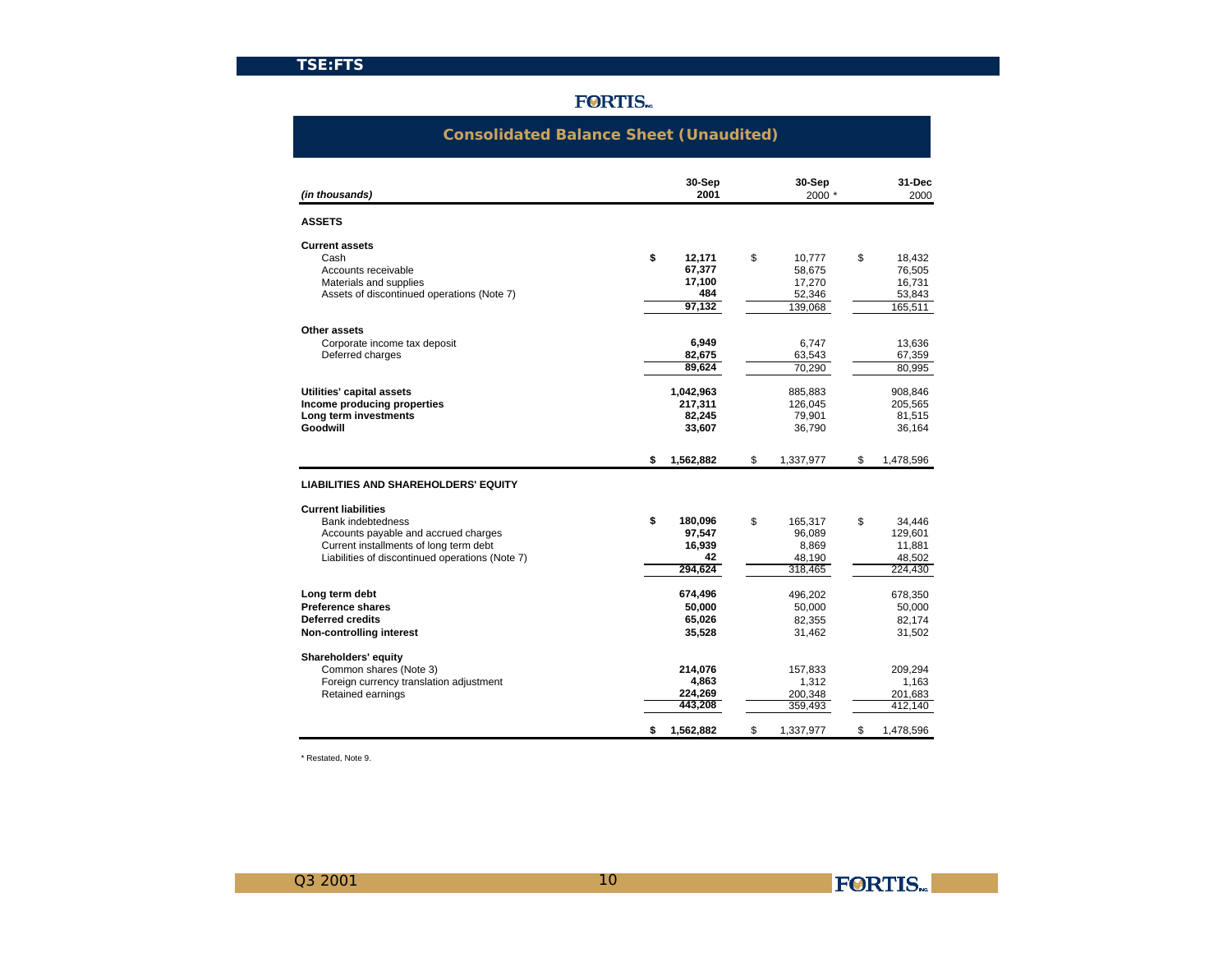FORTIS

## Consolidated Balance Sheet (Unaudited)

| *(in thousands)* | 30-Sep 2001 | 30-Sep 2000 * | 31-Dec 2000 |
|---|---|---|---|
| **ASSETS** | | | |
| **Current assets** | | | |
| Cash | $ 12,171 | $ 10,777 | $ 18,432 |
| Accounts receivable | 67,377 | 58,675 | 76,505 |
| Materials and supplies | 17,100 | 17,270 | 16,731 |
| Assets of discontinued operations (Note 7) | 484 | 52,346 | 53,843 |
| | 97,132 | 139,068 | 165,511 |
| **Other assets** | | | |
| Corporate income tax deposit | 6,949 | 6,747 | 13,636 |
| Deferred charges | 82,675 | 63,543 | 67,359 |
| | 89,624 | 70,290 | 80,995 |
| **Utilities' capital assets** | 1,042,963 | 885,883 | 908,846 |
| **Income producing properties** | 217,311 | 126,045 | 205,565 |
| **Long term investments** | 82,245 | 79,901 | 81,515 |
| **Goodwill** | 33,607 | 36,790 | 36,164 |
| | $ 1,562,882 | $ 1,337,977 | $ 1,478,596 |
| **LIABILITIES AND SHAREHOLDERS' EQUITY** | | | |
| **Current liabilities** | | | |
| Bank indebtedness | $ 180,096 | $ 165,317 | $ 34,446 |
| Accounts payable and accrued charges | 97,547 | 96,089 | 129,601 |
| Current installments of long term debt | 16,939 | 8,869 | 11,881 |
| Liabilities of discontinued operations (Note 7) | 42 | 48,190 | 48,502 |
| | 294,624 | 318,465 | 224,430 |
| **Long term debt** | 674,496 | 496,202 | 678,350 |
| **Preference shares** | 50,000 | 50,000 | 50,000 |
| **Deferred credits** | 65,026 | 82,355 | 82,174 |
| **Non-controlling interest** | 35,528 | 31,462 | 31,502 |
| **Shareholders' equity** | | | |
| Common shares (Note 3) | 214,076 | 157,833 | 209,294 |
| Foreign currency translation adjustment | 4,863 | 1,312 | 1,163 |
| Retained earnings | 224,269 | 200,348 | 201,683 |
| | 443,208 | 359,493 | 412,140 |
| | $ 1,562,882 | $ 1,337,977 | $ 1,478,596 |

* Restated, Note 9.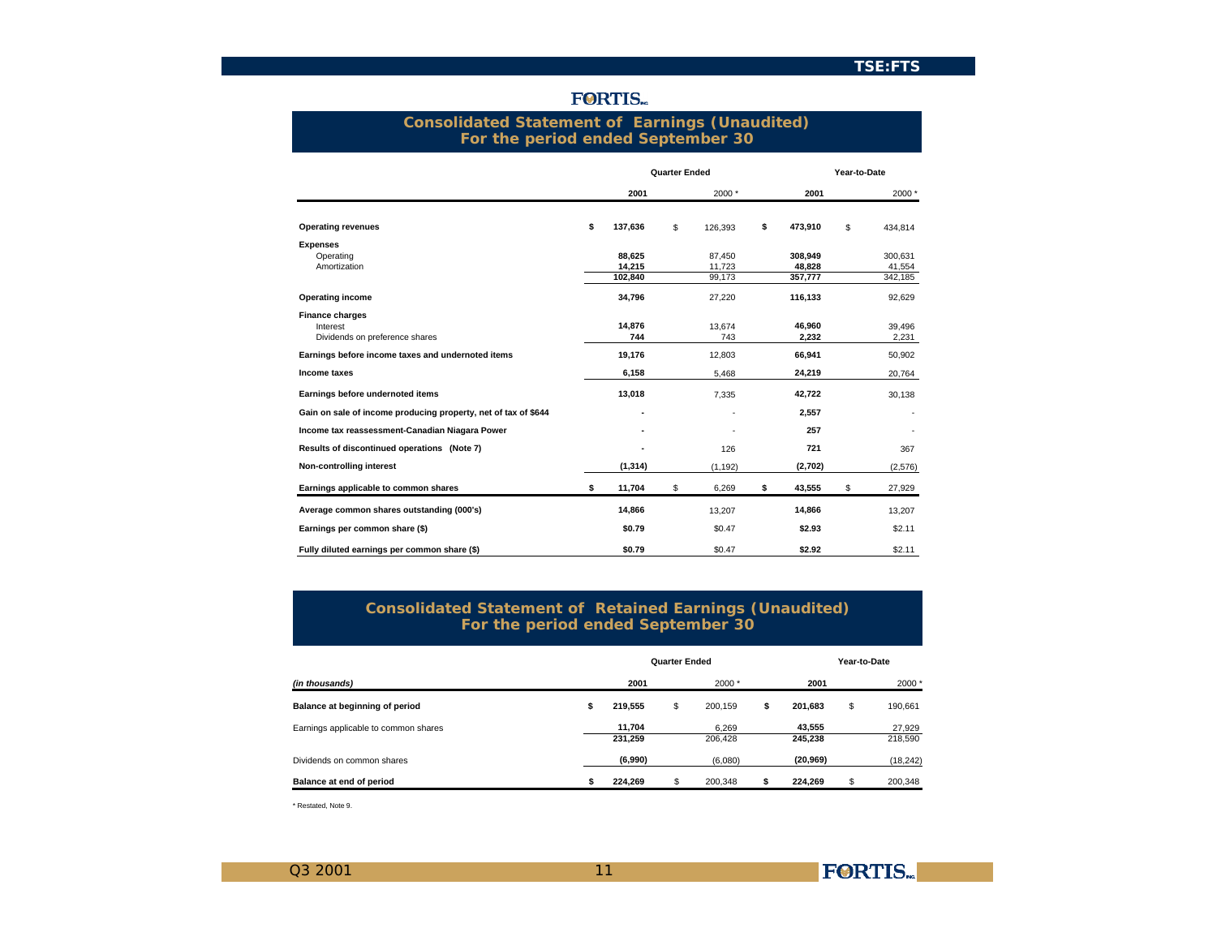# Consolidated Statement of Earnings (Unaudited)
## For the period ended September 30

| | Quarter Ended | | Year-to-Date | |
|---|---|---|---|---|
| | **2001** | 2000 * | **2001** | 2000 * |
| **Operating revenues** | **$ 137,636** | $ 126,393 | **$ 473,910** | $ 434,814 |
| **Expenses** | | | | |
| Operating | **88,625** | 87,450 | **308,949** | 300,631 |
| Amortization | **14,215** | 11,723 | **48,828** | 41,554 |
| | **102,840** | 99,173 | **357,777** | 342,185 |
| **Operating income** | **34,796** | 27,220 | **116,133** | 92,629 |
| **Finance charges** | | | | |
| Interest | **14,876** | 13,674 | **46,960** | 39,496 |
| Dividends on preference shares | **744** | 743 | **2,232** | 2,231 |
| **Earnings before income taxes and undernoted items** | **19,176** | 12,803 | **66,941** | 50,902 |
| **Income taxes** | **6,158** | 5,468 | **24,219** | 20,764 |
| **Earnings before undernoted items** | **13,018** | 7,335 | **42,722** | 30,138 |
| **Gain on sale of income producing property, net of tax of $644** | **-** | - | **2,557** | - |
| **Income tax reassessment-Canadian Niagara Power** | **-** | - | **257** | - |
| **Results of discontinued operations (Note 7)** | **-** | 126 | **721** | 367 |
| **Non-controlling interest** | **(1,314)** | (1,192) | **(2,702)** | (2,576) |
| **Earnings applicable to common shares** | **$ 11,704** | $ 6,269 | **$ 43,555** | $ 27,929 |
| **Average common shares outstanding (000's)** | **14,866** | 13,207 | **14,866** | 13,207 |
| **Earnings per common share ($)** | **$0.79** | $0.47 | **$2.93** | $2.11 |
| **Fully diluted earnings per common share ($)** | **$0.79** | $0.47 | **$2.92** | $2.11 |

# Consolidated Statement of Retained Earnings (Unaudited)
## For the period ended September 30

| | Quarter Ended | | Year-to-Date | |
|---|---|---|---|---|
| *(in thousands)* | **2001** | 2000 * | **2001** | 2000 * |
| **Balance at beginning of period** | **$ 219,555** | $ 200,159 | **$ 201,683** | $ 190,661 |
| Earnings applicable to common shares | **11,704** | 6,269 | **43,555** | 27,929 |
| | **231,259** | 206,428 | **245,238** | 218,590 |
| Dividends on common shares | **(6,990)** | (6,080) | **(20,969)** | (18,242) |
| **Balance at end of period** | **$ 224,269** | $ 200,348 | **$ 224,269** | $ 200,348 |

\* Restated, Note 9.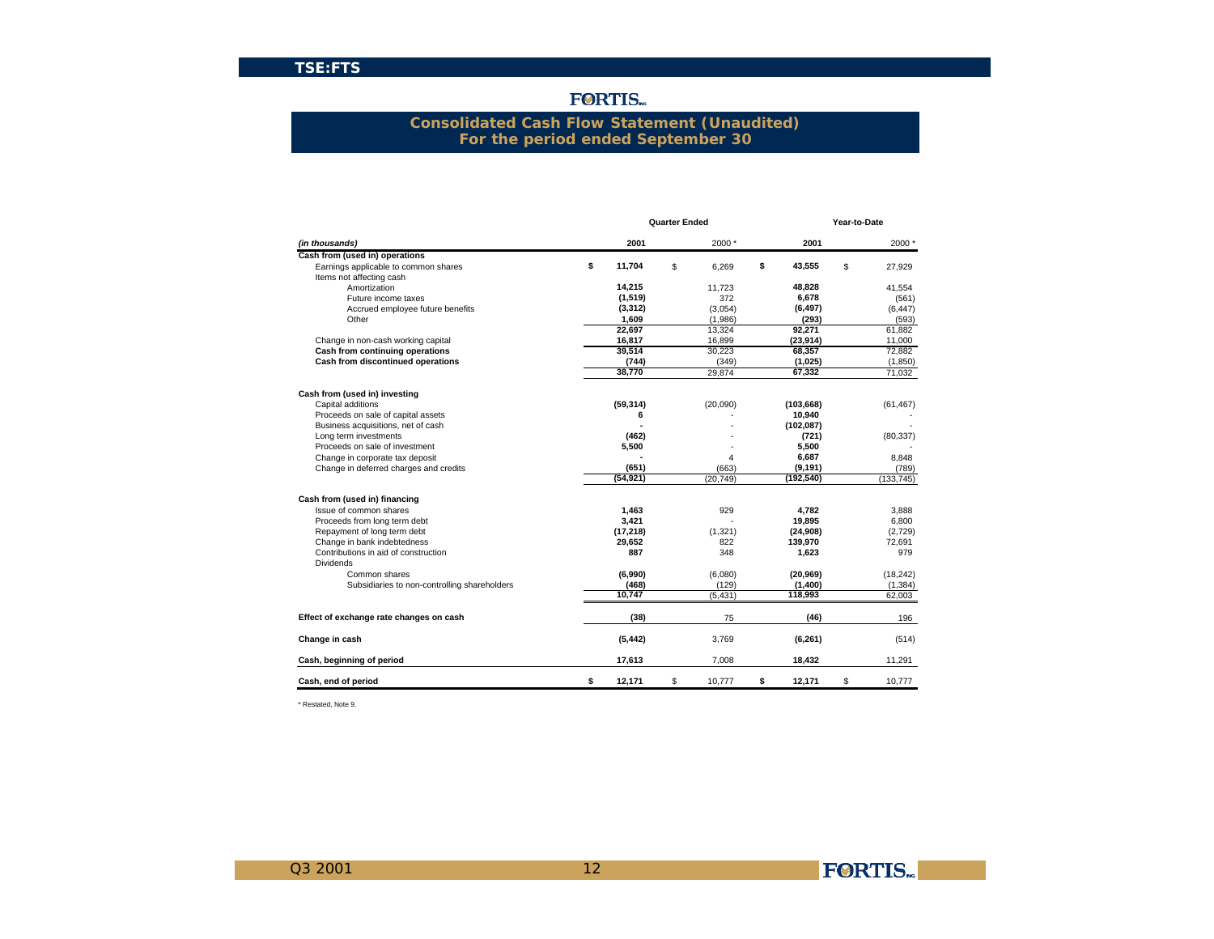FORTIS

## Consolidated Cash Flow Statement (Unaudited)
## For the period ended September 30

| *(in thousands)* | Quarter Ended 2001 | Quarter Ended 2000 * | Year-to-Date 2001 | Year-to-Date 2000 * |
|---|---|---|---|---|
| **Cash from (used in) operations** | | | | |
| Earnings applicable to common shares | **$ 11,704** | $ 6,269 | **$ 43,555** | $ 27,929 |
| Items not affecting cash | | | | |
| Amortization | **14,215** | 11,723 | **48,828** | 41,554 |
| Future income taxes | **(1,519)** | 372 | **6,678** | (561) |
| Accrued employee future benefits | **(3,312)** | (3,054) | **(6,497)** | (6,447) |
| Other | **1,609** | (1,986) | **(293)** | (593) |
| | **22,697** | 13,324 | **92,271** | 61,882 |
| Change in non-cash working capital | **16,817** | 16,899 | **(23,914)** | 11,000 |
| **Cash from continuing operations** | **39,514** | 30,223 | **68,357** | 72,882 |
| **Cash from discontinued operations** | **(744)** | (349) | **(1,025)** | (1,850) |
| | **38,770** | 29,874 | **67,332** | 71,032 |
| **Cash from (used in) investing** | | | | |
| Capital additions | **(59,314)** | (20,090) | **(103,668)** | (61,467) |
| Proceeds on sale of capital assets | **6** | - | **10,940** | - |
| Business acquisitions, net of cash | **-** | - | **(102,087)** | - |
| Long term investments | **(462)** | - | **(721)** | (80,337) |
| Proceeds on sale of investment | **5,500** | - | **5,500** | - |
| Change in corporate tax deposit | **-** | 4 | **6,687** | 8,848 |
| Change in deferred charges and credits | **(651)** | (663) | **(9,191)** | (789) |
| | **(54,921)** | (20,749) | **(192,540)** | (133,745) |
| **Cash from (used in) financing** | | | | |
| Issue of common shares | **1,463** | 929 | **4,782** | 3,888 |
| Proceeds from long term debt | **3,421** | - | **19,895** | 6,800 |
| Repayment of long term debt | **(17,218)** | (1,321) | **(24,908)** | (2,729) |
| Change in bank indebtedness | **29,652** | 822 | **139,970** | 72,691 |
| Contributions in aid of construction | **887** | 348 | **1,623** | 979 |
| Dividends | | | | |
| Common shares | **(6,990)** | (6,080) | **(20,969)** | (18,242) |
| Subsidiaries to non-controlling shareholders | **(468)** | (129) | **(1,400)** | (1,384) |
| | **10,747** | (5,431) | **118,993** | 62,003 |
| **Effect of exchange rate changes on cash** | **(38)** | 75 | **(46)** | 196 |
| **Change in cash** | **(5,442)** | 3,769 | **(6,261)** | (514) |
| **Cash, beginning of period** | **17,613** | 7,008 | **18,432** | 11,291 |
| **Cash, end of period** | **$ 12,171** | $ 10,777 | **$ 12,171** | $ 10,777 |

\* Restated, Note 9.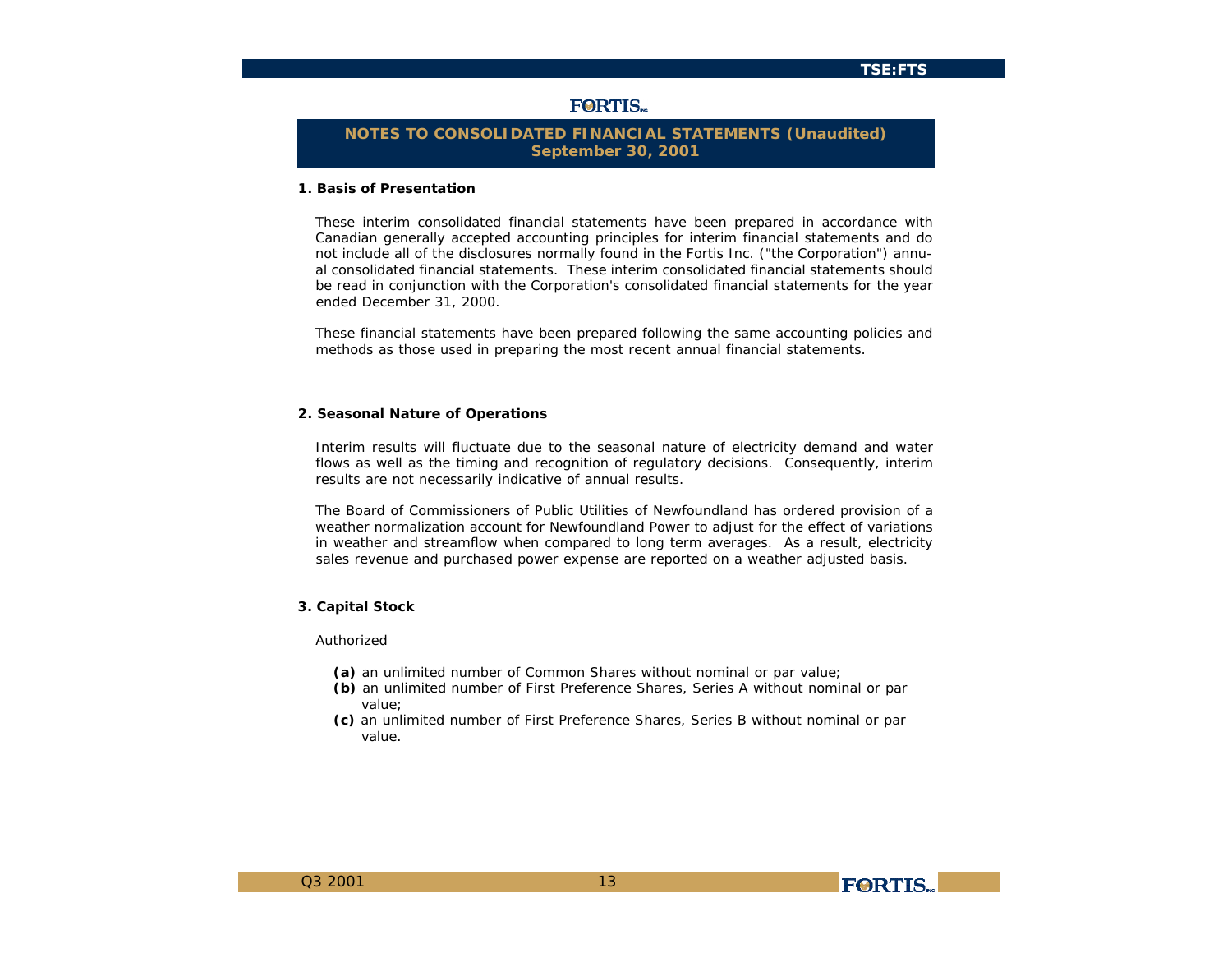# NOTES TO CONSOLIDATED FINANCIAL STATEMENTS (Unaudited)
## September 30, 2001

### 1. Basis of Presentation

These interim consolidated financial statements have been prepared in accordance with Canadian generally accepted accounting principles for interim financial statements and do not include all of the disclosures normally found in the Fortis Inc. ("the Corporation") annual consolidated financial statements. These interim consolidated financial statements should be read in conjunction with the Corporation's consolidated financial statements for the year ended December 31, 2000.

These financial statements have been prepared following the same accounting policies and methods as those used in preparing the most recent annual financial statements.

### 2. Seasonal Nature of Operations

Interim results will fluctuate due to the seasonal nature of electricity demand and water flows as well as the timing and recognition of regulatory decisions. Consequently, interim results are not necessarily indicative of annual results.

The Board of Commissioners of Public Utilities of Newfoundland has ordered provision of a weather normalization account for Newfoundland Power to adjust for the effect of variations in weather and streamflow when compared to long term averages. As a result, electricity sales revenue and purchased power expense are reported on a weather adjusted basis.

### 3. Capital Stock

Authorized

- **(a)** an unlimited number of Common Shares without nominal or par value;
- **(b)** an unlimited number of First Preference Shares, Series A without nominal or par value;
- **(c)** an unlimited number of First Preference Shares, Series B without nominal or par value.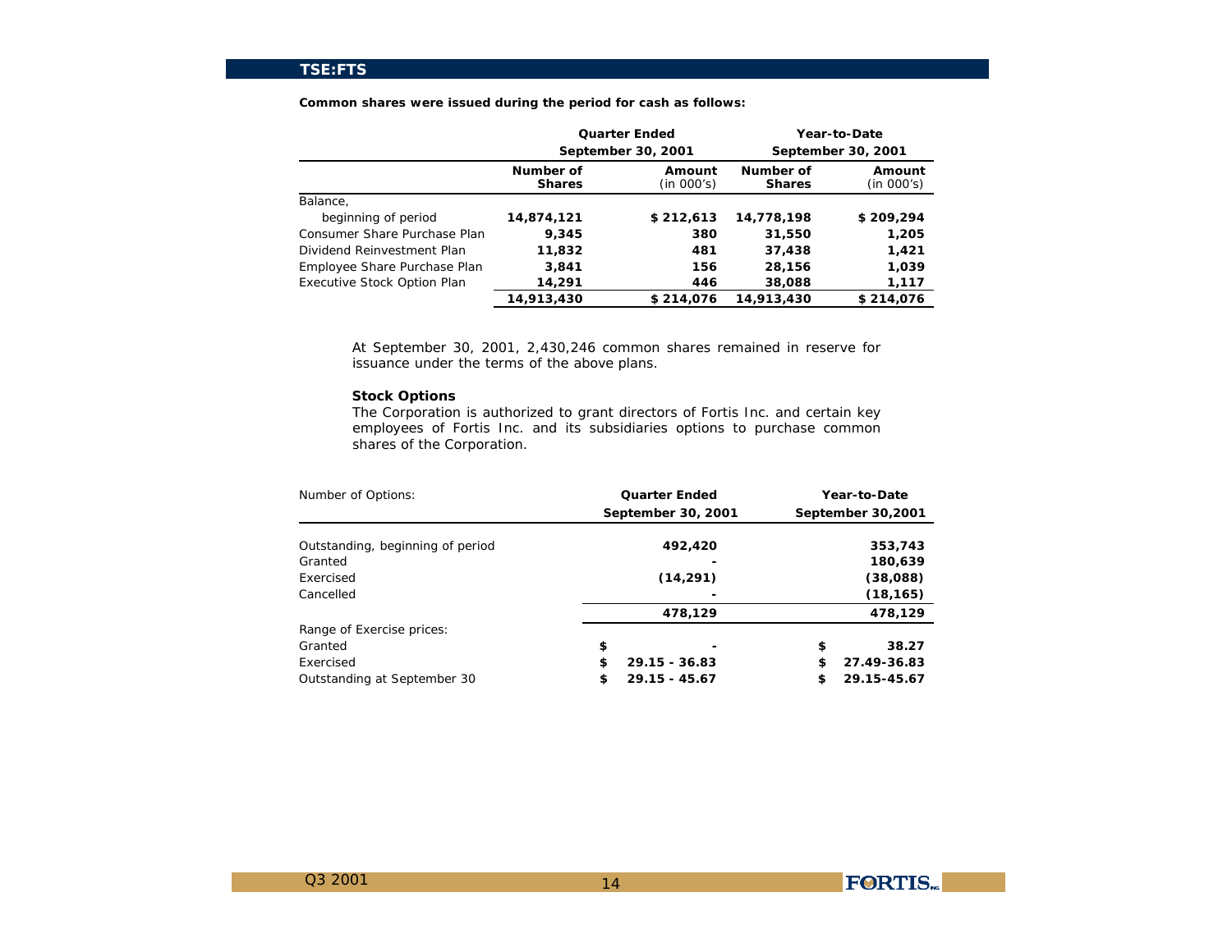**Common shares were issued during the period for cash as follows:**

| | Quarter Ended September 30, 2001 | | Year-to-Date September 30, 2001 | |
|---|---|---|---|---|
| | **Number of Shares** | **Amount** (in 000's) | **Number of Shares** | **Amount** (in 000's) |
| Balance, beginning of period | **14,874,121** | **$ 212,613** | **14,778,198** | **$ 209,294** |
| Consumer Share Purchase Plan | **9,345** | **380** | **31,550** | **1,205** |
| Dividend Reinvestment Plan | **11,832** | **481** | **37,438** | **1,421** |
| Employee Share Purchase Plan | **3,841** | **156** | **28,156** | **1,039** |
| Executive Stock Option Plan | **14,291** | **446** | **38,088** | **1,117** |
| | **14,913,430** | **$ 214,076** | **14,913,430** | **$ 214,076** |

At September 30, 2001, 2,430,246 common shares remained in reserve for issuance under the terms of the above plans.

**Stock Options**

The Corporation is authorized to grant directors of Fortis Inc. and certain key employees of Fortis Inc. and its subsidiaries options to purchase common shares of the Corporation.

| Number of Options: | **Quarter Ended September 30, 2001** | **Year-to-Date September 30,2001** |
|---|---|---|
| Outstanding, beginning of period | **492,420** | **353,743** |
| Granted | **-** | **180,639** |
| Exercised | **(14,291)** | **(38,088)** |
| Cancelled | **-** | **(18,165)** |
| | **478,129** | **478,129** |
| Range of Exercise prices: | | |
| Granted | $ **-** | $ **38.27** |
| Exercised | $ **29.15 - 36.83** | $ **27.49-36.83** |
| Outstanding at September 30 | $ **29.15 - 45.67** | $ **29.15-45.67** |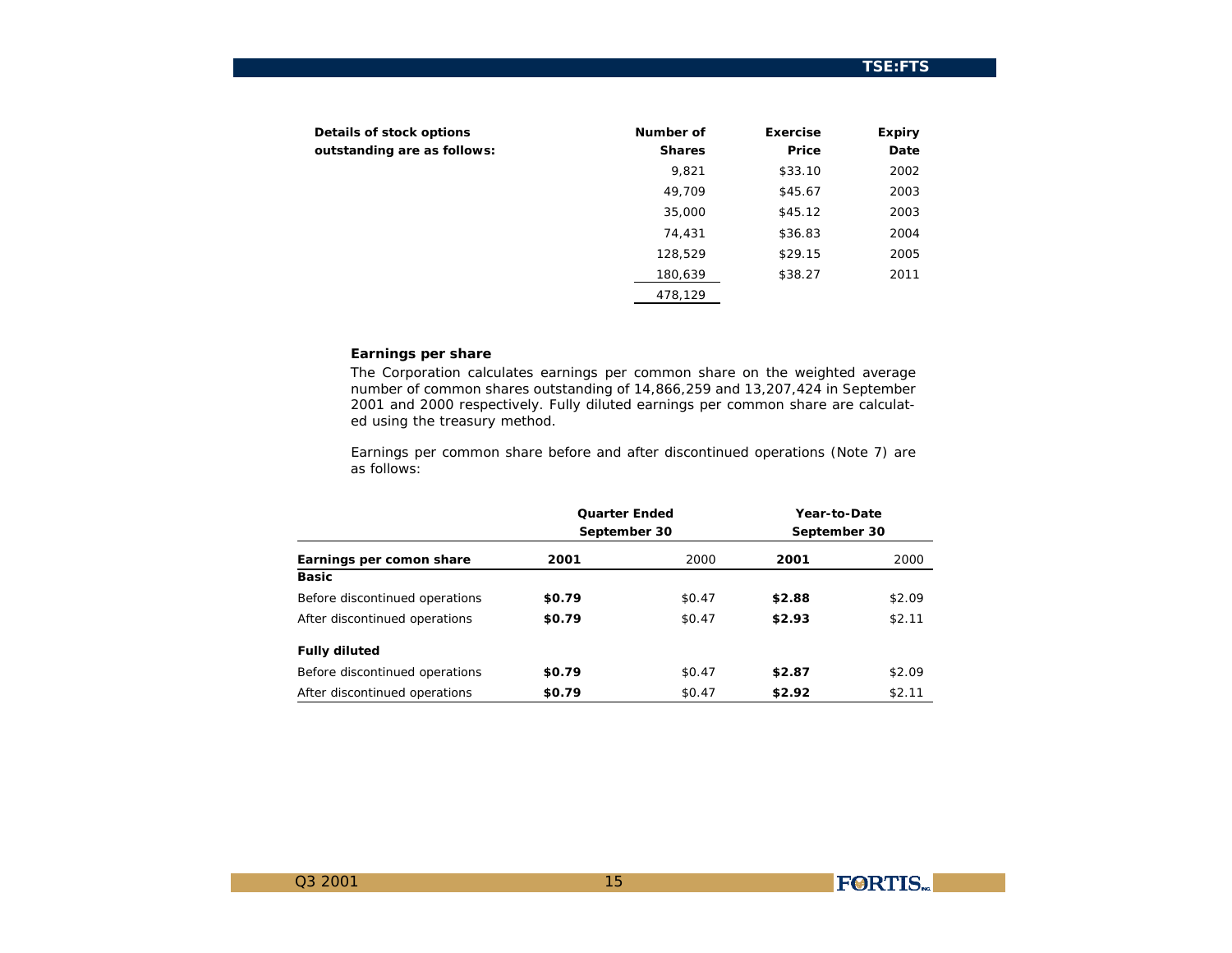| Details of stock options outstanding are as follows: | Number of Shares | Exercise Price | Expiry Date |
|---|---|---|---|
| | 9,821 | $33.10 | 2002 |
| | 49,709 | $45.67 | 2003 |
| | 35,000 | $45.12 | 2003 |
| | 74,431 | $36.83 | 2004 |
| | 128,529 | $29.15 | 2005 |
| | 180,639 | $38.27 | 2011 |
| | 478,129 | | |

**Earnings per share**

The Corporation calculates earnings per common share on the weighted average number of common shares outstanding of 14,866,259 and 13,207,424 in September 2001 and 2000 respectively. Fully diluted earnings per common share are calculated using the treasury method.

Earnings per common share before and after discontinued operations (Note 7) are as follows:

| | Quarter Ended September 30 | | Year-to-Date September 30 | |
|---|---|---|---|---|
| **Earnings per comon share** | **2001** | 2000 | **2001** | 2000 |
| **Basic** | | | | |
| Before discontinued operations | **$0.79** | $0.47 | **$2.88** | $2.09 |
| After discontinued operations | **$0.79** | $0.47 | **$2.93** | $2.11 |
| **Fully diluted** | | | | |
| Before discontinued operations | **$0.79** | $0.47 | **$2.87** | $2.09 |
| After discontinued operations | **$0.79** | $0.47 | **$2.92** | $2.11 |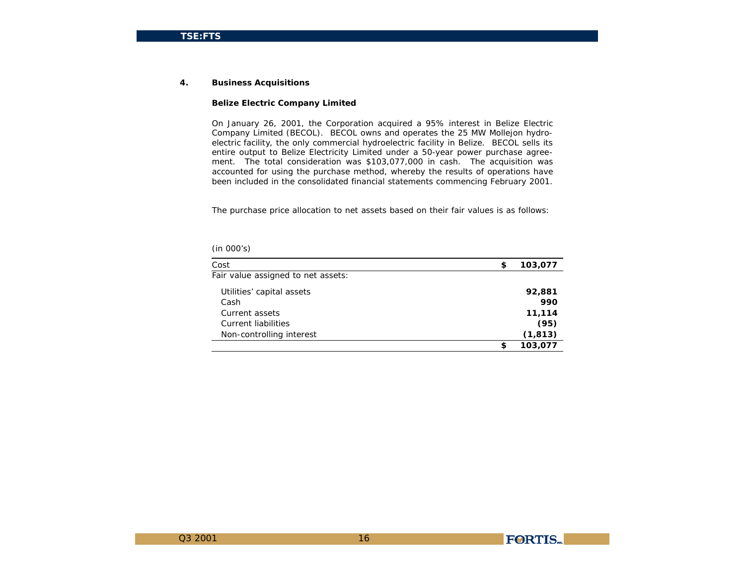## 4. Business Acquisitions

### Belize Electric Company Limited

On January 26, 2001, the Corporation acquired a 95% interest in Belize Electric Company Limited (BECOL). BECOL owns and operates the 25 MW Mollejon hydro-electric facility, the only commercial hydroelectric facility in Belize. BECOL sells its entire output to Belize Electricity Limited under a 50-year power purchase agreement. The total consideration was $103,077,000 in cash. The acquisition was accounted for using the purchase method, whereby the results of operations have been included in the consolidated financial statements commencing February 2001.

The purchase price allocation to net assets based on their fair values is as follows:

(in 000's)

| | |
|---|---|
| Cost | $ 103,077 |
| Fair value assigned to net assets: | |
| Utilities' capital assets | 92,881 |
| Cash | 990 |
| Current assets | 11,114 |
| Current liabilities | (95) |
| Non-controlling interest | (1,813) |
| | $ 103,077 |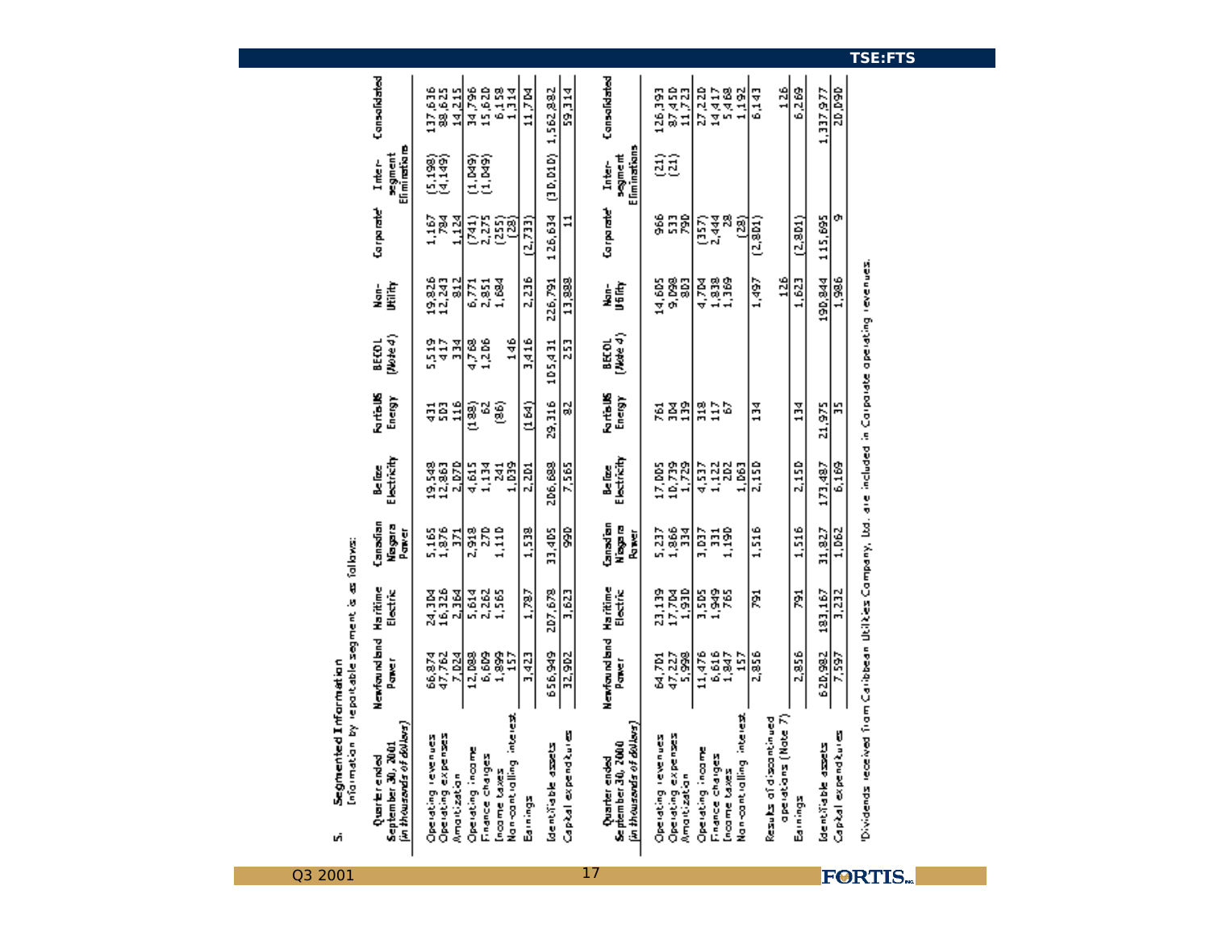## 5. Segmented Information

(Information by reportable segment is as follows:

| Quarter ended September 30, 2001 (in thousands of dollars) | Newfoundland Power | Maritime Electric | Canadian Niagara Power | Belize Electricity | FortisUS Energy | BECOL (Note 4) | Non-Utility | Corporate[1] | Inter-segment Eliminations | Consolidated |
|---|---|---|---|---|---|---|---|---|---|---|
| Operating revenues | 66,874 | 24,304 | 5,165 | 19,548 | 431 | 5,519 | 19,826 | 1,167 | (5,198) | 137,636 |
| Operating expenses | 47,762 | 16,326 | 1,876 | 12,863 | 503 | 417 | 12,243 | 784 | (4,149) | 88,625 |
| Amortization | 7,024 | 2,364 | 371 | 2,070 | 116 | 334 | 812 | 1,124 | | 14,215 |
| Operating income | 12,088 | 5,614 | 2,918 | 4,615 | (188) | 4,768 | 6,771 | (741) | (1,049) | 34,796 |
| Finance charges | 6,609 | 2,262 | 270 | 1,134 | 62 | 1,206 | 2,851 | 2,275 | (1,049) | 15,620 |
| Income taxes | 1,899 | 1,565 | 1,110 | 241 | (86) | | 1,684 | (255) | | 6,158 |
| Non-controlling interest | 157 | | | 1,039 | | 146 | | (28) | | 1,314 |
| Earnings | 3,423 | 1,787 | 1,538 | 2,201 | (164) | 3,416 | 2,236 | (2,733) | | 11,704 |
| Identifiable assets | 656,949 | 207,678 | 33,405 | 206,688 | 29,316 | 105,431 | 226,791 | 126,634 | (30,010) | 1,562,882 |
| Capital expenditures | 32,902 | 3,623 | 990 | 7,565 | 82 | 253 | 13,888 | 11 | | 59,314 |

| Quarter ended September 30, 2000 (in thousands of dollars) | Newfoundland Power | Maritime Electric | Canadian Niagara Power | Belize Electricity | FortisUS Energy | BECOL (Note 4) | Non-Utility | Corporate[1] | Inter-segment Eliminations | Consolidated |
|---|---|---|---|---|---|---|---|---|---|---|
| Operating revenues | 64,701 | 23,139 | 5,237 | 17,005 | 761 | | 14,605 | 966 | (21) | 126,393 |
| Operating expenses | 47,227 | 17,704 | 1,866 | 10,739 | 304 | | 9,098 | 533 | (21) | 87,450 |
| Amortization | 5,998 | 1,930 | 334 | 1,729 | 139 | | 803 | 790 | | 11,723 |
| Operating income | 11,476 | 3,505 | 3,037 | 4,537 | 318 | | 4,704 | (357) | | 27,220 |
| Finance charges | 6,616 | 1,949 | 331 | 1,122 | 117 | | 1,838 | 2,444 | | 14,417 |
| Income taxes | 1,847 | 765 | 1,190 | 202 | 67 | | 1,369 | 28 | | 5,468 |
| Non-controlling interest | 157 | | | 1,063 | | | | (28) | | 1,192 |
| | 2,856 | 791 | 1,516 | 2,150 | 134 | | 1,497 | (2,801) | | 6,143 |
| Results of discontinued operations (Note 7) | | | | | | | 126 | | | 126 |
| Earnings | 2,856 | 791 | 1,516 | 2,150 | 134 | | 1,623 | (2,801) | | 6,269 |
| Identifiable assets | 620,982 | 183,167 | 31,827 | 173,487 | 21,975 | | 190,844 | 115,695 | | 1,337,977 |
| Capital expenditures | 7,597 | 3,232 | 1,062 | 6,169 | 35 | | 1,986 | 9 | | 20,090 |

[1]Dividends received from Caribbean Utilities Company, Ltd. are included in Corporate operating revenues.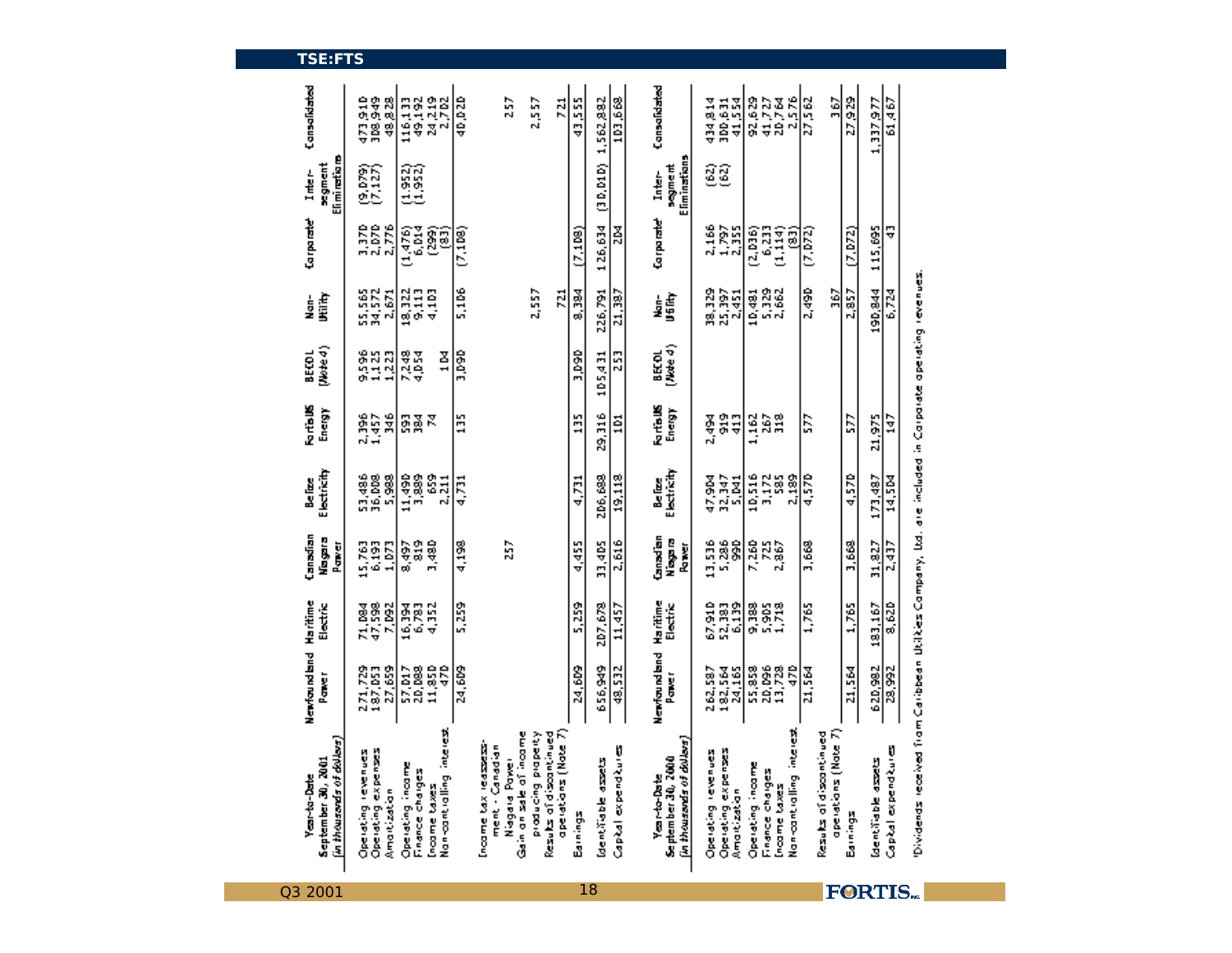| Year-to-Date September 30, 2001 (in thousands of dollars) | Newfoundland Power | Maritime Electric | Canadian Niagara Power | Belize Electricity | FortisUS Energy | BECOL (Note 4) | Non-Utility | Corporate[1] | Inter-segment Eliminations | Consolidated |
|---|---|---|---|---|---|---|---|---|---|---|
| Operating revenues | 271,729 | 71,084 | 15,763 | 53,486 | 2,396 | 9,596 | 55,565 | 3,370 | (9,079) | 473,910 |
| Operating expenses | 187,053 | 47,598 | 6,193 | 36,008 | 1,457 | 1,125 | 34,572 | 2,070 | (7,127) | 308,949 |
| Amortization | 27,659 | 7,092 | 1,073 | 5,988 | 346 | 1,223 | 2,671 | 2,776 | | 48,828 |
| Operating income | 57,017 | 16,394 | 8,497 | 11,490 | 593 | 7,248 | 18,322 | (1,476) | (1,952) | 116,133 |
| Finance charges | 20,088 | 6,783 | 819 | 3,889 | 384 | 4,054 | 9,113 | 6,014 | (1,952) | 49,192 |
| Income taxes | 11,850 | 4,352 | 3,480 | 659 | 74 | | 4,103 | (299) | | 24,219 |
| Non-controlling interest | 470 | | | 2,211 | | 104 | | (83) | | 2,702 |
| | 24,609 | 5,259 | 4,198 | 4,731 | 135 | 3,090 | 5,106 | (7,108) | | 40,020 |
| Income tax reassessment - Canadian Niagara Power | | | 257 | | | | | | | 257 |
| Gain on sale of income producing property | | | | | | | 2,557 | | | 2,557 |
| Results of discontinued operations (Note 7) | | | | | | | 721 | | | 721 |
| Earnings | 24,609 | 5,259 | 4,455 | 4,731 | 135 | 3,090 | 8,384 | (7,108) | | 43,555 |
| Identifiable assets | 656,949 | 207,678 | 31,405 | 206,688 | 29,316 | 105,431 | 226,791 | 126,634 | (30,010) | 1,562,882 |
| Capital expenditures | 48,532 | 11,457 | 2,616 | 19,118 | 101 | 253 | 21,387 | 204 | | 103,668 |

| Year-to-Date September 30, 2000 (in thousands of dollars) | Newfoundland Power | Maritime Electric | Canadian Niagara Power | Belize Electricity | FortisUS Energy | BECOL (Note 4) | Non-Utility | Corporate[1] | Inter-segment Eliminations | Consolidated |
|---|---|---|---|---|---|---|---|---|---|---|
| Operating revenues | 262,587 | 67,910 | 13,536 | 47,904 | 2,494 | | 38,329 | 2,166 | (62) | 434,814 |
| Operating expenses | 182,564 | 52,383 | 5,286 | 32,347 | 919 | | 25,397 | 1,797 | (62) | 300,631 |
| Amortization | 24,165 | 6,139 | 990 | 5,041 | 413 | | 2,451 | 2,355 | | 41,554 |
| Operating income | 55,858 | 9,388 | 7,260 | 10,516 | 1,162 | | 10,481 | (2,036) | | 92,629 |
| Finance charges | 20,096 | 5,905 | 725 | 3,172 | 267 | | 5,329 | 6,233 | | 41,727 |
| Income taxes | 13,728 | 1,718 | 2,867 | 585 | 318 | | 2,662 | (1,114) | | 20,764 |
| Non-controlling interest | 470 | | | 2,189 | | | | (83) | | 2,576 |
| | 21,564 | 1,765 | 3,668 | 4,570 | 577 | | 2,490 | (7,072) | | 27,562 |
| Results of discontinued operations (Note 7) | | | | | | | 367 | | | 367 |
| Earnings | 21,564 | 1,765 | 3,668 | 4,570 | 577 | | 2,857 | (7,072) | | 27,929 |
| Identifiable assets | 620,982 | 183,167 | 31,827 | 173,487 | 21,975 | | 190,844 | 115,695 | | 1,337,977 |
| Capital expenditures | 28,992 | 8,620 | 2,437 | 14,504 | 147 | | 6,724 | 43 | | 61,467 |

[1]Dividends received from Caribbean Utilities Company, Ltd. are included in Corporate operating revenues.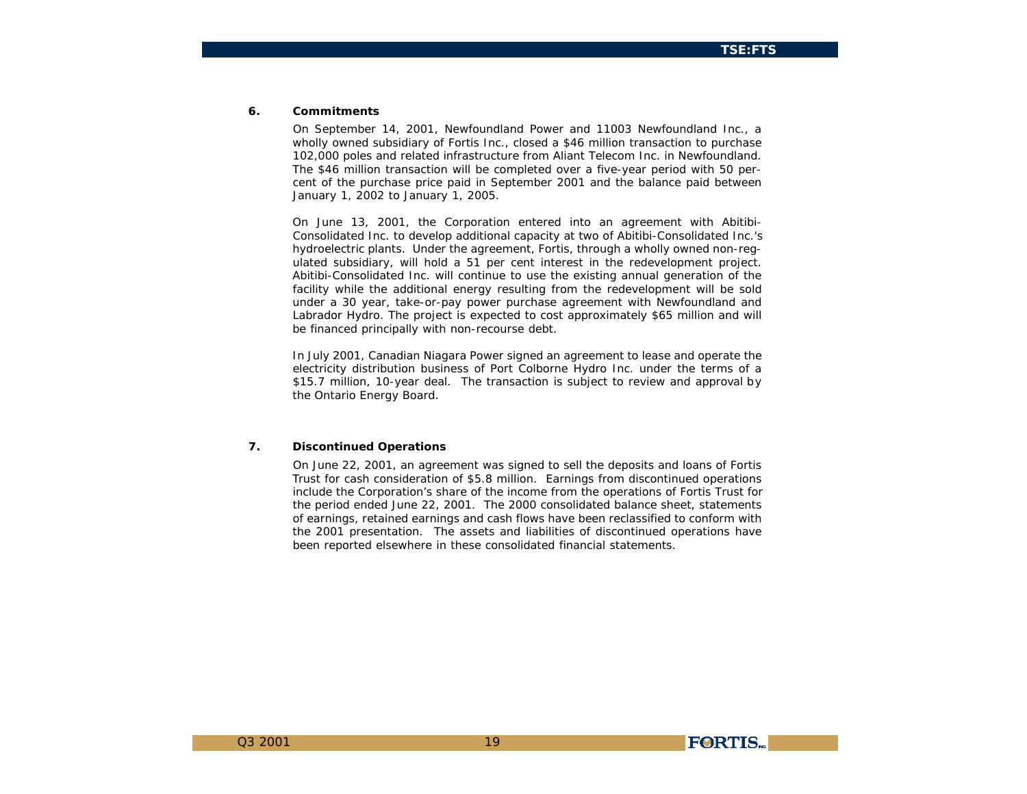## 6. Commitments

On September 14, 2001, Newfoundland Power and 11003 Newfoundland Inc., a wholly owned subsidiary of Fortis Inc., closed a $46 million transaction to purchase 102,000 poles and related infrastructure from Aliant Telecom Inc. in Newfoundland. The $46 million transaction will be completed over a five-year period with 50 per-cent of the purchase price paid in September 2001 and the balance paid between January 1, 2002 to January 1, 2005.

On June 13, 2001, the Corporation entered into an agreement with Abitibi-Consolidated Inc. to develop additional capacity at two of Abitibi-Consolidated Inc.'s hydroelectric plants. Under the agreement, Fortis, through a wholly owned non-regulated subsidiary, will hold a 51 per cent interest in the redevelopment project. Abitibi-Consolidated Inc. will continue to use the existing annual generation of the facility while the additional energy resulting from the redevelopment will be sold under a 30 year, take-or-pay power purchase agreement with Newfoundland and Labrador Hydro. The project is expected to cost approximately $65 million and will be financed principally with non-recourse debt.

In July 2001, Canadian Niagara Power signed an agreement to lease and operate the electricity distribution business of Port Colborne Hydro Inc. under the terms of a $15.7 million, 10-year deal. The transaction is subject to review and approval by the Ontario Energy Board.

## 7. Discontinued Operations

On June 22, 2001, an agreement was signed to sell the deposits and loans of Fortis Trust for cash consideration of $5.8 million. Earnings from discontinued operations include the Corporation's share of the income from the operations of Fortis Trust for the period ended June 22, 2001. The 2000 consolidated balance sheet, statements of earnings, retained earnings and cash flows have been reclassified to conform with the 2001 presentation. The assets and liabilities of discontinued operations have been reported elsewhere in these consolidated financial statements.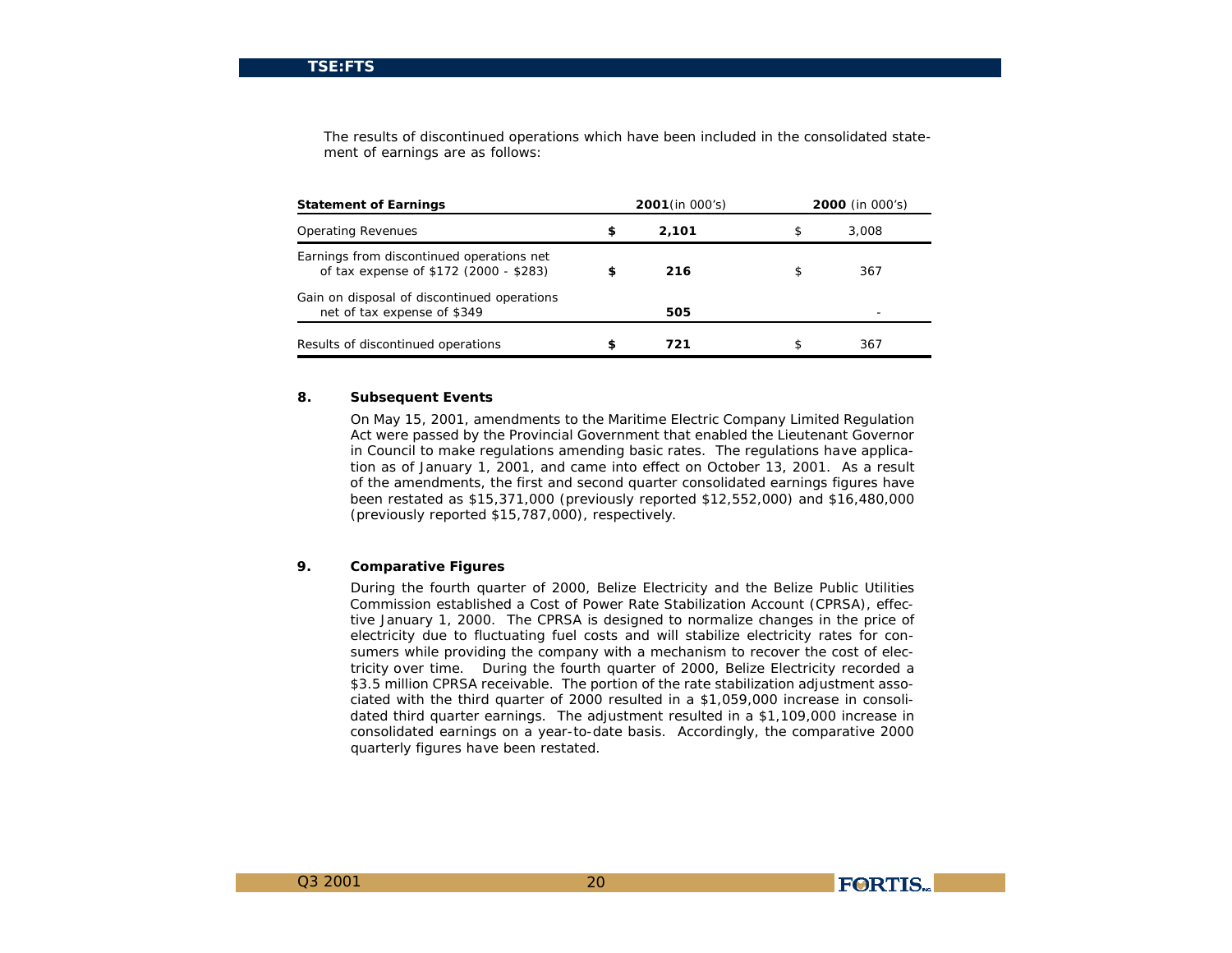The results of discontinued operations which have been included in the consolidated statement of earnings are as follows:

| Statement of Earnings | 2001 (in 000's) | 2000 (in 000's) |
|---|---|---|
| Operating Revenues | **$ 2,101** | $ 3,008 |
| Earnings from discontinued operations net of tax expense of $172 (2000 - $283) | **$ 216** | $ 367 |
| Gain on disposal of discontinued operations net of tax expense of $349 | **505** | - |
| Results of discontinued operations | **$ 721** | $ 367 |

**8. Subsequent Events**

On May 15, 2001, amendments to the Maritime Electric Company Limited Regulation Act were passed by the Provincial Government that enabled the Lieutenant Governor in Council to make regulations amending basic rates. The regulations have application as of January 1, 2001, and came into effect on October 13, 2001. As a result of the amendments, the first and second quarter consolidated earnings figures have been restated as $15,371,000 (previously reported $12,552,000) and $16,480,000 (previously reported $15,787,000), respectively.

**9. Comparative Figures**

During the fourth quarter of 2000, Belize Electricity and the Belize Public Utilities Commission established a Cost of Power Rate Stabilization Account (CPRSA), effective January 1, 2000. The CPRSA is designed to normalize changes in the price of electricity due to fluctuating fuel costs and will stabilize electricity rates for consumers while providing the company with a mechanism to recover the cost of electricity over time. During the fourth quarter of 2000, Belize Electricity recorded a $3.5 million CPRSA receivable. The portion of the rate stabilization adjustment associated with the third quarter of 2000 resulted in a $1,059,000 increase in consolidated third quarter earnings. The adjustment resulted in a $1,109,000 increase in consolidated earnings on a year-to-date basis. Accordingly, the comparative 2000 quarterly figures have been restated.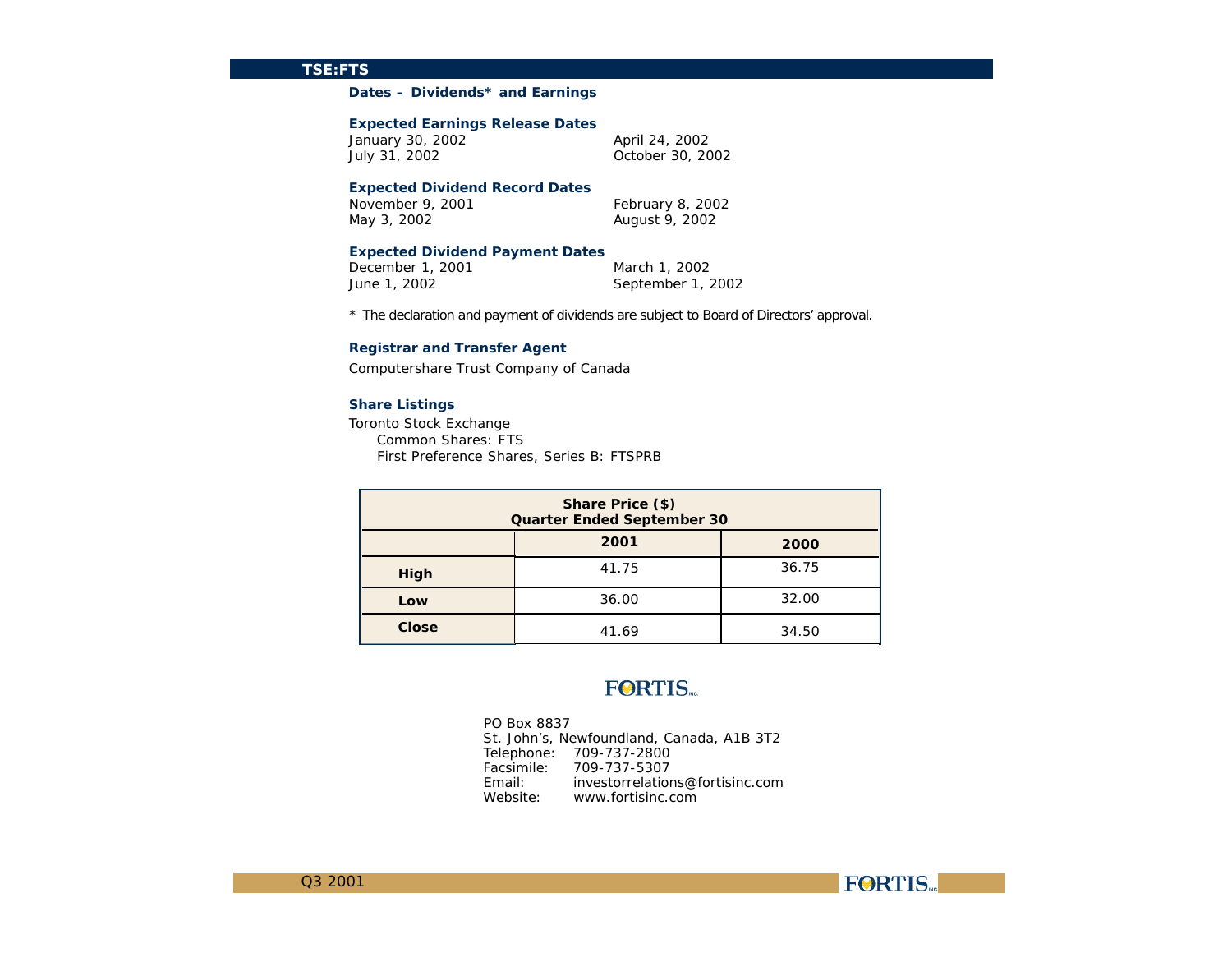TSE:FTS

## Dates – Dividends* and Earnings

### Expected Earnings Release Dates

January 30, 2002
April 24, 2002
July 31, 2002
October 30, 2002

### Expected Dividend Record Dates

November 9, 2001
February 8, 2002
May 3, 2002
August 9, 2002

### Expected Dividend Payment Dates

December 1, 2001
March 1, 2002
June 1, 2002
September 1, 2002

* The declaration and payment of dividends are subject to Board of Directors' approval.

### Registrar and Transfer Agent

Computershare Trust Company of Canada

### Share Listings

Toronto Stock Exchange
Common Shares: FTS
First Preference Shares, Series B: FTSPRB

| Share Price ($) Quarter Ended September 30 | | |
|---|---|---|
| | 2001 | 2000 |
| **High** | 41.75 | 36.75 |
| **Low** | 36.00 | 32.00 |
| **Close** | 41.69 | 34.50 |

FORTIS INC.

PO Box 8837
St. John's, Newfoundland, Canada, A1B 3T2
Telephone: 709-737-2800
Facsimile: 709-737-5307
Email: investorrelations@fortisinc.com
Website: www.fortisinc.com